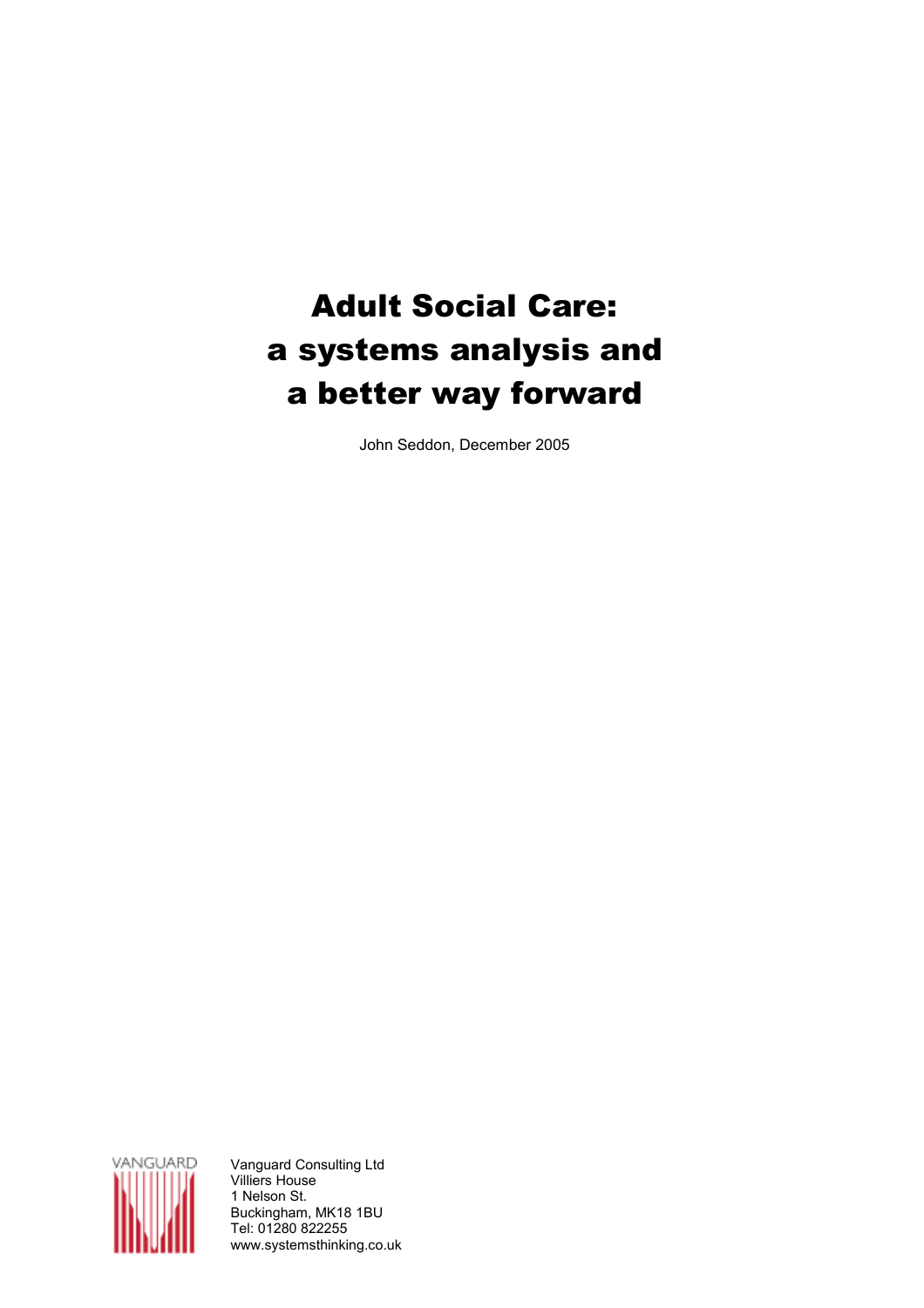# Adult Social Care: a systems analysis and a better way forward

John Seddon, December 2005

VANGUARD

Vanguard Consulting Ltd
Villiers House
1 Nelson St.
Buckingham, MK18 1BU
Tel: 01280 822255
www.systemsthinking.co.uk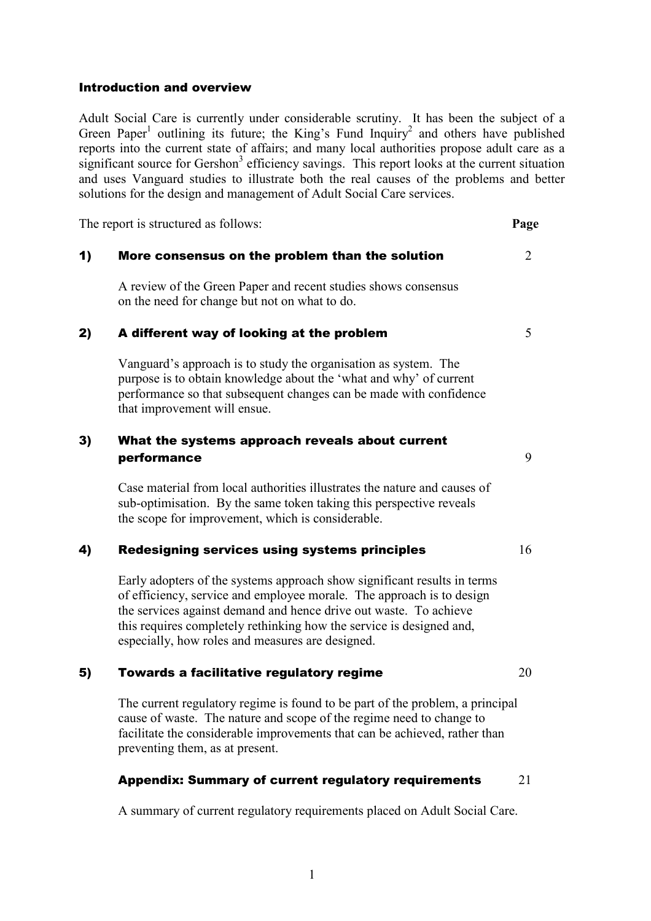## Introduction and overview

Adult Social Care is currently under considerable scrutiny. It has been the subject of a Green Paper[1] outlining its future; the King's Fund Inquiry[2] and others have published reports into the current state of affairs; and many local authorities propose adult care as a significant source for Gershon[3] efficiency savings. This report looks at the current situation and uses Vanguard studies to illustrate both the real causes of the problems and better solutions for the design and management of Adult Social Care services.

The report is structured as follows: **Page**

### 1) More consensus on the problem than the solution — 2

A review of the Green Paper and recent studies shows consensus on the need for change but not on what to do.

### 2) A different way of looking at the problem — 5

Vanguard's approach is to study the organisation as system. The purpose is to obtain knowledge about the 'what and why' of current performance so that subsequent changes can be made with confidence that improvement will ensue.

### 3) What the systems approach reveals about current performance — 9

Case material from local authorities illustrates the nature and causes of sub-optimisation. By the same token taking this perspective reveals the scope for improvement, which is considerable.

### 4) Redesigning services using systems principles — 16

Early adopters of the systems approach show significant results in terms of efficiency, service and employee morale. The approach is to design the services against demand and hence drive out waste. To achieve this requires completely rethinking how the service is designed and, especially, how roles and measures are designed.

### 5) Towards a facilitative regulatory regime — 20

The current regulatory regime is found to be part of the problem, a principal cause of waste. The nature and scope of the regime need to change to facilitate the considerable improvements that can be achieved, rather than preventing them, as at present.

### Appendix: Summary of current regulatory requirements — 21

A summary of current regulatory requirements placed on Adult Social Care.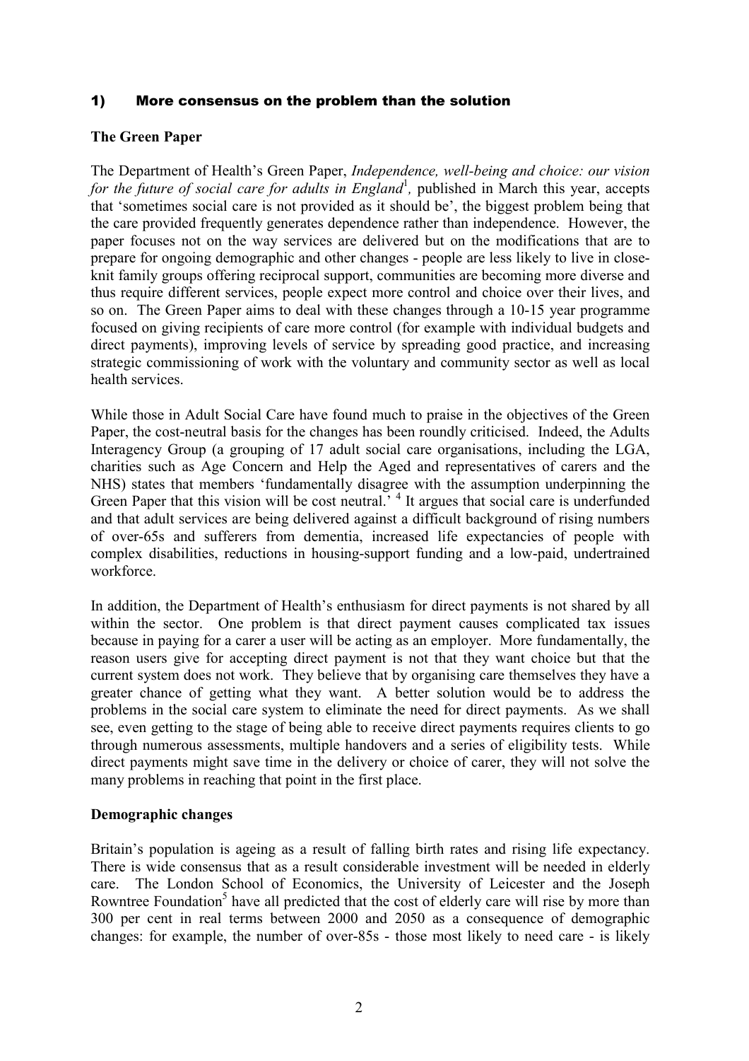## 1) More consensus on the problem than the solution

### The Green Paper

The Department of Health's Green Paper, *Independence, well-being and choice: our vision for the future of social care for adults in England*[1], published in March this year, accepts that 'sometimes social care is not provided as it should be', the biggest problem being that the care provided frequently generates dependence rather than independence. However, the paper focuses not on the way services are delivered but on the modifications that are to prepare for ongoing demographic and other changes - people are less likely to live in close-knit family groups offering reciprocal support, communities are becoming more diverse and thus require different services, people expect more control and choice over their lives, and so on. The Green Paper aims to deal with these changes through a 10-15 year programme focused on giving recipients of care more control (for example with individual budgets and direct payments), improving levels of service by spreading good practice, and increasing strategic commissioning of work with the voluntary and community sector as well as local health services.

While those in Adult Social Care have found much to praise in the objectives of the Green Paper, the cost-neutral basis for the changes has been roundly criticised. Indeed, the Adults Interagency Group (a grouping of 17 adult social care organisations, including the LGA, charities such as Age Concern and Help the Aged and representatives of carers and the NHS) states that members 'fundamentally disagree with the assumption underpinning the Green Paper that this vision will be cost neutral.'[4] It argues that social care is underfunded and that adult services are being delivered against a difficult background of rising numbers of over-65s and sufferers from dementia, increased life expectancies of people with complex disabilities, reductions in housing-support funding and a low-paid, undertrained workforce.

In addition, the Department of Health's enthusiasm for direct payments is not shared by all within the sector. One problem is that direct payment causes complicated tax issues because in paying for a carer a user will be acting as an employer. More fundamentally, the reason users give for accepting direct payment is not that they want choice but that the current system does not work. They believe that by organising care themselves they have a greater chance of getting what they want. A better solution would be to address the problems in the social care system to eliminate the need for direct payments. As we shall see, even getting to the stage of being able to receive direct payments requires clients to go through numerous assessments, multiple handovers and a series of eligibility tests. While direct payments might save time in the delivery or choice of carer, they will not solve the many problems in reaching that point in the first place.

### Demographic changes

Britain's population is ageing as a result of falling birth rates and rising life expectancy. There is wide consensus that as a result considerable investment will be needed in elderly care. The London School of Economics, the University of Leicester and the Joseph Rowntree Foundation[5] have all predicted that the cost of elderly care will rise by more than 300 per cent in real terms between 2000 and 2050 as a consequence of demographic changes: for example, the number of over-85s - those most likely to need care - is likely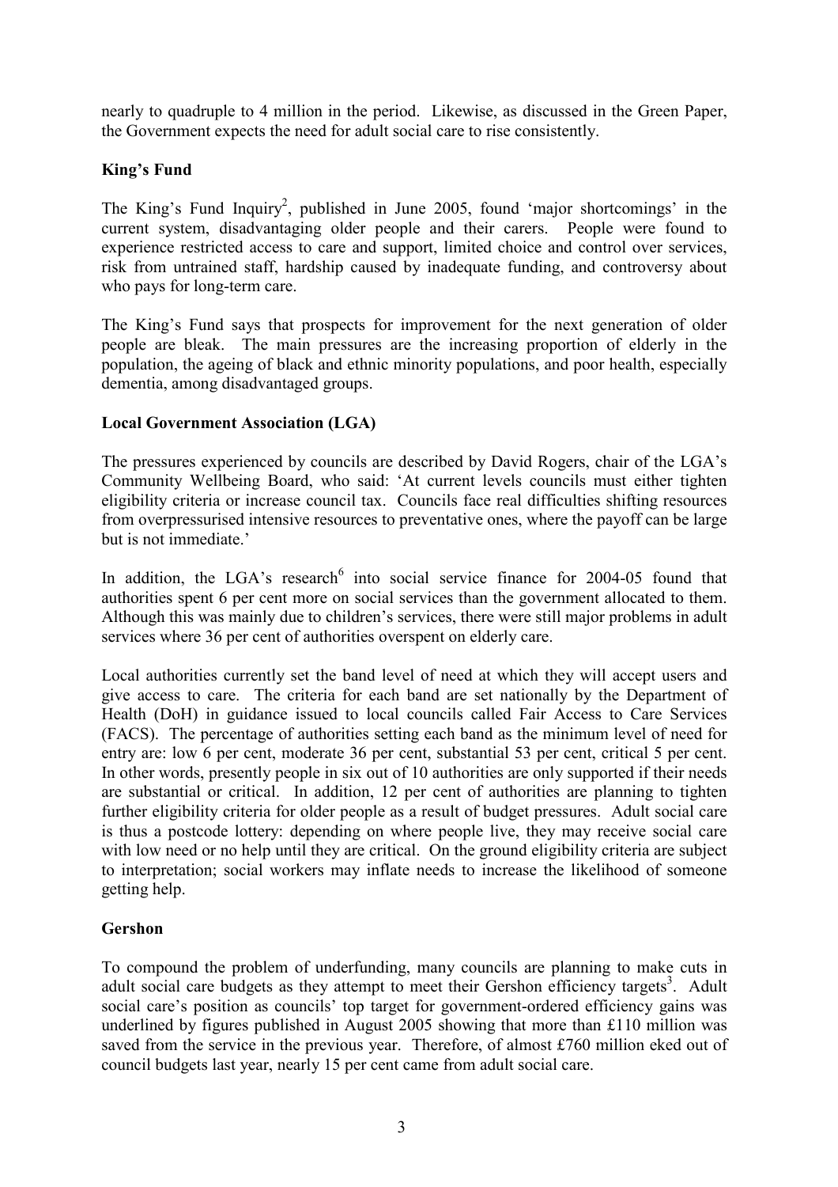nearly to quadruple to 4 million in the period. Likewise, as discussed in the Green Paper, the Government expects the need for adult social care to rise consistently.

**King's Fund**

The King's Fund Inquiry[2], published in June 2005, found 'major shortcomings' in the current system, disadvantaging older people and their carers. People were found to experience restricted access to care and support, limited choice and control over services, risk from untrained staff, hardship caused by inadequate funding, and controversy about who pays for long-term care.

The King's Fund says that prospects for improvement for the next generation of older people are bleak. The main pressures are the increasing proportion of elderly in the population, the ageing of black and ethnic minority populations, and poor health, especially dementia, among disadvantaged groups.

**Local Government Association (LGA)**

The pressures experienced by councils are described by David Rogers, chair of the LGA's Community Wellbeing Board, who said: 'At current levels councils must either tighten eligibility criteria or increase council tax. Councils face real difficulties shifting resources from overpressurised intensive resources to preventative ones, where the payoff can be large but is not immediate.'

In addition, the LGA's research[6] into social service finance for 2004-05 found that authorities spent 6 per cent more on social services than the government allocated to them. Although this was mainly due to children's services, there were still major problems in adult services where 36 per cent of authorities overspent on elderly care.

Local authorities currently set the band level of need at which they will accept users and give access to care. The criteria for each band are set nationally by the Department of Health (DoH) in guidance issued to local councils called Fair Access to Care Services (FACS). The percentage of authorities setting each band as the minimum level of need for entry are: low 6 per cent, moderate 36 per cent, substantial 53 per cent, critical 5 per cent. In other words, presently people in six out of 10 authorities are only supported if their needs are substantial or critical. In addition, 12 per cent of authorities are planning to tighten further eligibility criteria for older people as a result of budget pressures. Adult social care is thus a postcode lottery: depending on where people live, they may receive social care with low need or no help until they are critical. On the ground eligibility criteria are subject to interpretation; social workers may inflate needs to increase the likelihood of someone getting help.

**Gershon**

To compound the problem of underfunding, many councils are planning to make cuts in adult social care budgets as they attempt to meet their Gershon efficiency targets[3]. Adult social care's position as councils' top target for government-ordered efficiency gains was underlined by figures published in August 2005 showing that more than £110 million was saved from the service in the previous year. Therefore, of almost £760 million eked out of council budgets last year, nearly 15 per cent came from adult social care.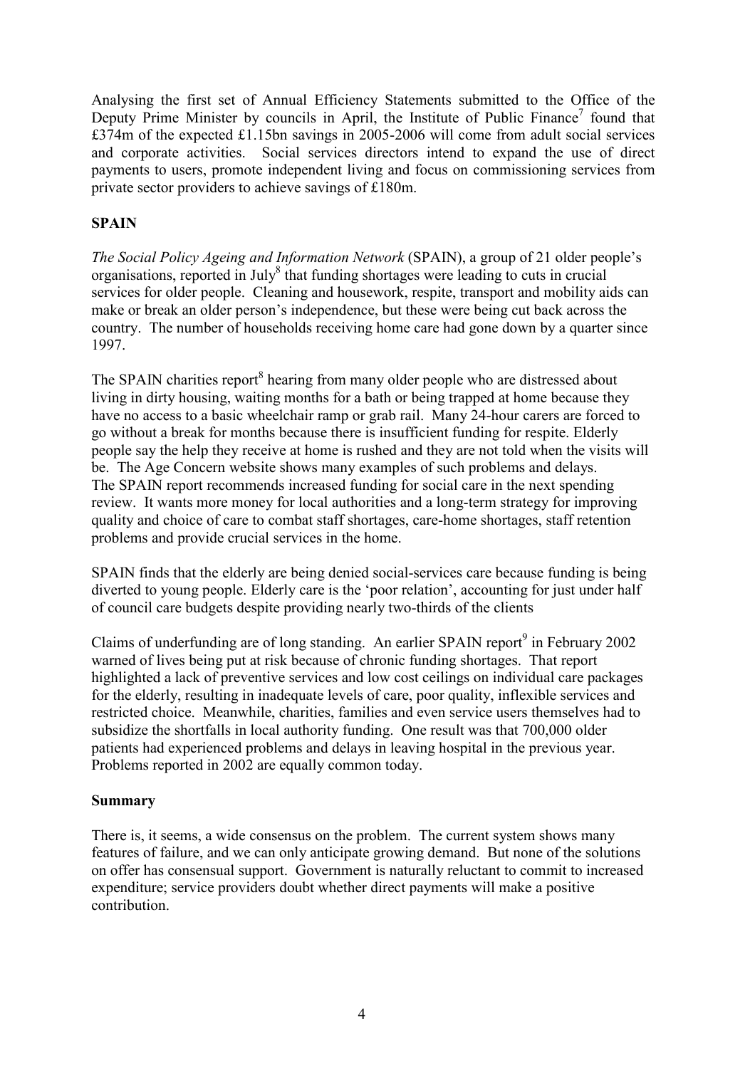Analysing the first set of Annual Efficiency Statements submitted to the Office of the Deputy Prime Minister by councils in April, the Institute of Public Finance[7] found that £374m of the expected £1.15bn savings in 2005-2006 will come from adult social services and corporate activities. Social services directors intend to expand the use of direct payments to users, promote independent living and focus on commissioning services from private sector providers to achieve savings of £180m.

## SPAIN

*The Social Policy Ageing and Information Network* (SPAIN), a group of 21 older people's organisations, reported in July[8] that funding shortages were leading to cuts in crucial services for older people. Cleaning and housework, respite, transport and mobility aids can make or break an older person's independence, but these were being cut back across the country. The number of households receiving home care had gone down by a quarter since 1997.

The SPAIN charities report[8] hearing from many older people who are distressed about living in dirty housing, waiting months for a bath or being trapped at home because they have no access to a basic wheelchair ramp or grab rail. Many 24-hour carers are forced to go without a break for months because there is insufficient funding for respite. Elderly people say the help they receive at home is rushed and they are not told when the visits will be. The Age Concern website shows many examples of such problems and delays. The SPAIN report recommends increased funding for social care in the next spending review. It wants more money for local authorities and a long-term strategy for improving quality and choice of care to combat staff shortages, care-home shortages, staff retention problems and provide crucial services in the home.

SPAIN finds that the elderly are being denied social-services care because funding is being diverted to young people. Elderly care is the 'poor relation', accounting for just under half of council care budgets despite providing nearly two-thirds of the clients

Claims of underfunding are of long standing. An earlier SPAIN report[9] in February 2002 warned of lives being put at risk because of chronic funding shortages. That report highlighted a lack of preventive services and low cost ceilings on individual care packages for the elderly, resulting in inadequate levels of care, poor quality, inflexible services and restricted choice. Meanwhile, charities, families and even service users themselves had to subsidize the shortfalls in local authority funding. One result was that 700,000 older patients had experienced problems and delays in leaving hospital in the previous year. Problems reported in 2002 are equally common today.

## Summary

There is, it seems, a wide consensus on the problem. The current system shows many features of failure, and we can only anticipate growing demand. But none of the solutions on offer has consensual support. Government is naturally reluctant to commit to increased expenditure; service providers doubt whether direct payments will make a positive contribution.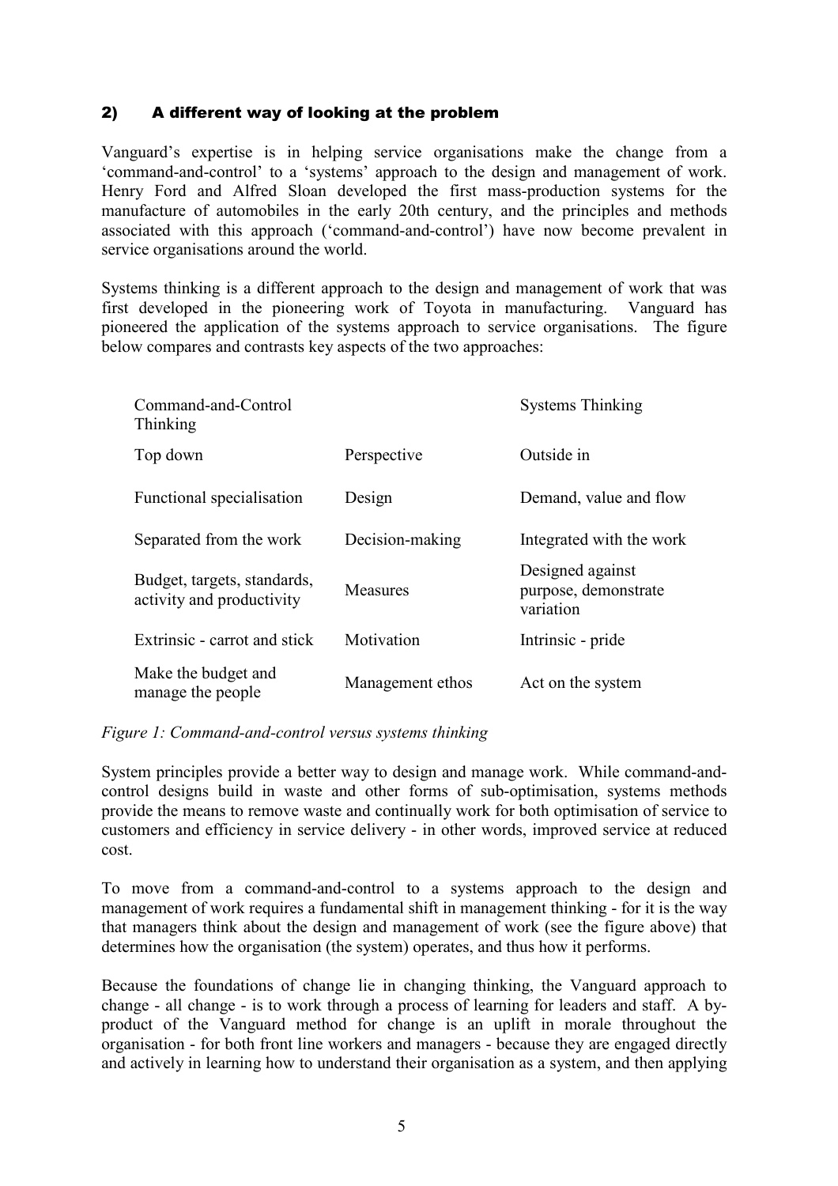## 2) A different way of looking at the problem

Vanguard's expertise is in helping service organisations make the change from a 'command-and-control' to a 'systems' approach to the design and management of work. Henry Ford and Alfred Sloan developed the first mass-production systems for the manufacture of automobiles in the early 20th century, and the principles and methods associated with this approach ('command-and-control') have now become prevalent in service organisations around the world.

Systems thinking is a different approach to the design and management of work that was first developed in the pioneering work of Toyota in manufacturing. Vanguard has pioneered the application of the systems approach to service organisations. The figure below compares and contrasts key aspects of the two approaches:

| Command-and-Control Thinking | | Systems Thinking |
|---|---|---|
| Top down | Perspective | Outside in |
| Functional specialisation | Design | Demand, value and flow |
| Separated from the work | Decision-making | Integrated with the work |
| Budget, targets, standards, activity and productivity | Measures | Designed against purpose, demonstrate variation |
| Extrinsic - carrot and stick | Motivation | Intrinsic - pride |
| Make the budget and manage the people | Management ethos | Act on the system |

*Figure 1: Command-and-control versus systems thinking*

System principles provide a better way to design and manage work. While command-and-control designs build in waste and other forms of sub-optimisation, systems methods provide the means to remove waste and continually work for both optimisation of service to customers and efficiency in service delivery - in other words, improved service at reduced cost.

To move from a command-and-control to a systems approach to the design and management of work requires a fundamental shift in management thinking - for it is the way that managers think about the design and management of work (see the figure above) that determines how the organisation (the system) operates, and thus how it performs.

Because the foundations of change lie in changing thinking, the Vanguard approach to change - all change - is to work through a process of learning for leaders and staff. A by-product of the Vanguard method for change is an uplift in morale throughout the organisation - for both front line workers and managers - because they are engaged directly and actively in learning how to understand their organisation as a system, and then applying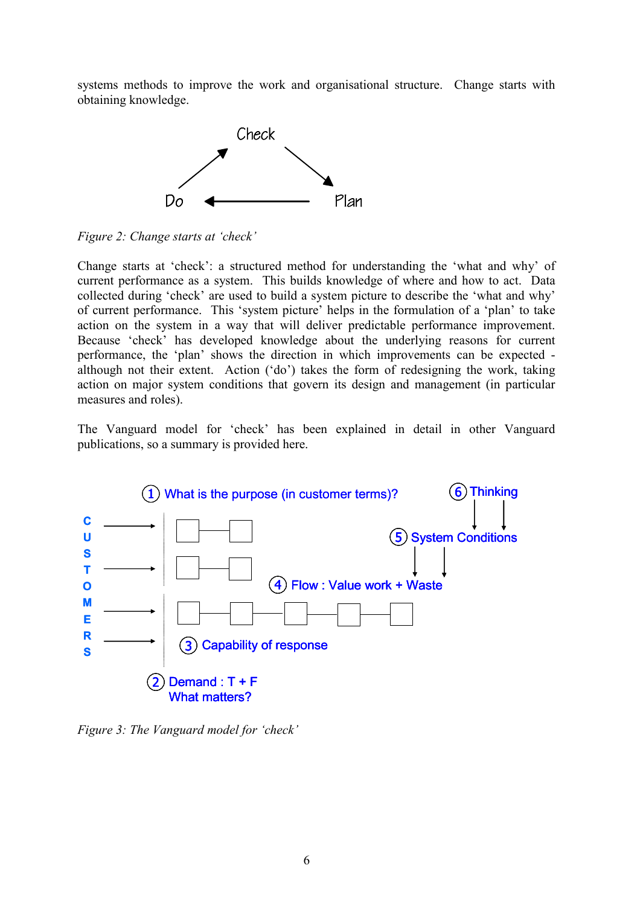systems methods to improve the work and organisational structure. Change starts with obtaining knowledge.

Check

Do

Plan

*Figure 2: Change starts at 'check'*

Change starts at 'check': a structured method for understanding the 'what and why' of current performance as a system. This builds knowledge of where and how to act. Data collected during 'check' are used to build a system picture to describe the 'what and why' of current performance. This 'system picture' helps in the formulation of a 'plan' to take action on the system in a way that will deliver predictable performance improvement. Because 'check' has developed knowledge about the underlying reasons for current performance, the 'plan' shows the direction in which improvements can be expected - although not their extent. Action ('do') takes the form of redesigning the work, taking action on major system conditions that govern its design and management (in particular measures and roles).

The Vanguard model for 'check' has been explained in detail in other Vanguard publications, so a summary is provided here.

CUSTOMERS

1. What is the purpose (in customer terms)?
2. Demand : T + F
   What matters?
3. Capability of response
4. Flow : Value work + Waste
5. System Conditions
6. Thinking

*Figure 3: The Vanguard model for 'check'*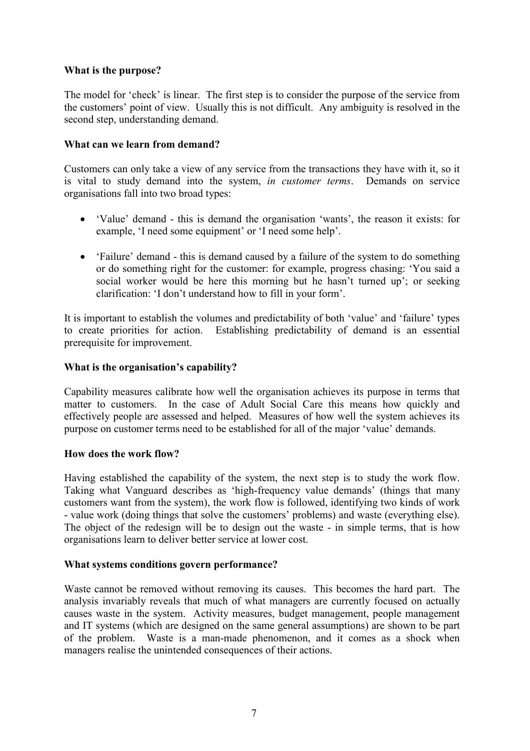**What is the purpose?**

The model for 'check' is linear. The first step is to consider the purpose of the service from the customers' point of view. Usually this is not difficult. Any ambiguity is resolved in the second step, understanding demand.

**What can we learn from demand?**

Customers can only take a view of any service from the transactions they have with it, so it is vital to study demand into the system, *in customer terms*. Demands on service organisations fall into two broad types:

- 'Value' demand - this is demand the organisation 'wants', the reason it exists: for example, 'I need some equipment' or 'I need some help'.
- 'Failure' demand - this is demand caused by a failure of the system to do something or do something right for the customer: for example, progress chasing: 'You said a social worker would be here this morning but he hasn't turned up'; or seeking clarification: 'I don't understand how to fill in your form'.

It is important to establish the volumes and predictability of both 'value' and 'failure' types to create priorities for action. Establishing predictability of demand is an essential prerequisite for improvement.

**What is the organisation's capability?**

Capability measures calibrate how well the organisation achieves its purpose in terms that matter to customers. In the case of Adult Social Care this means how quickly and effectively people are assessed and helped. Measures of how well the system achieves its purpose on customer terms need to be established for all of the major 'value' demands.

**How does the work flow?**

Having established the capability of the system, the next step is to study the work flow. Taking what Vanguard describes as 'high-frequency value demands' (things that many customers want from the system), the work flow is followed, identifying two kinds of work - value work (doing things that solve the customers' problems) and waste (everything else). The object of the redesign will be to design out the waste - in simple terms, that is how organisations learn to deliver better service at lower cost.

**What systems conditions govern performance?**

Waste cannot be removed without removing its causes. This becomes the hard part. The analysis invariably reveals that much of what managers are currently focused on actually causes waste in the system. Activity measures, budget management, people management and IT systems (which are designed on the same general assumptions) are shown to be part of the problem. Waste is a man-made phenomenon, and it comes as a shock when managers realise the unintended consequences of their actions.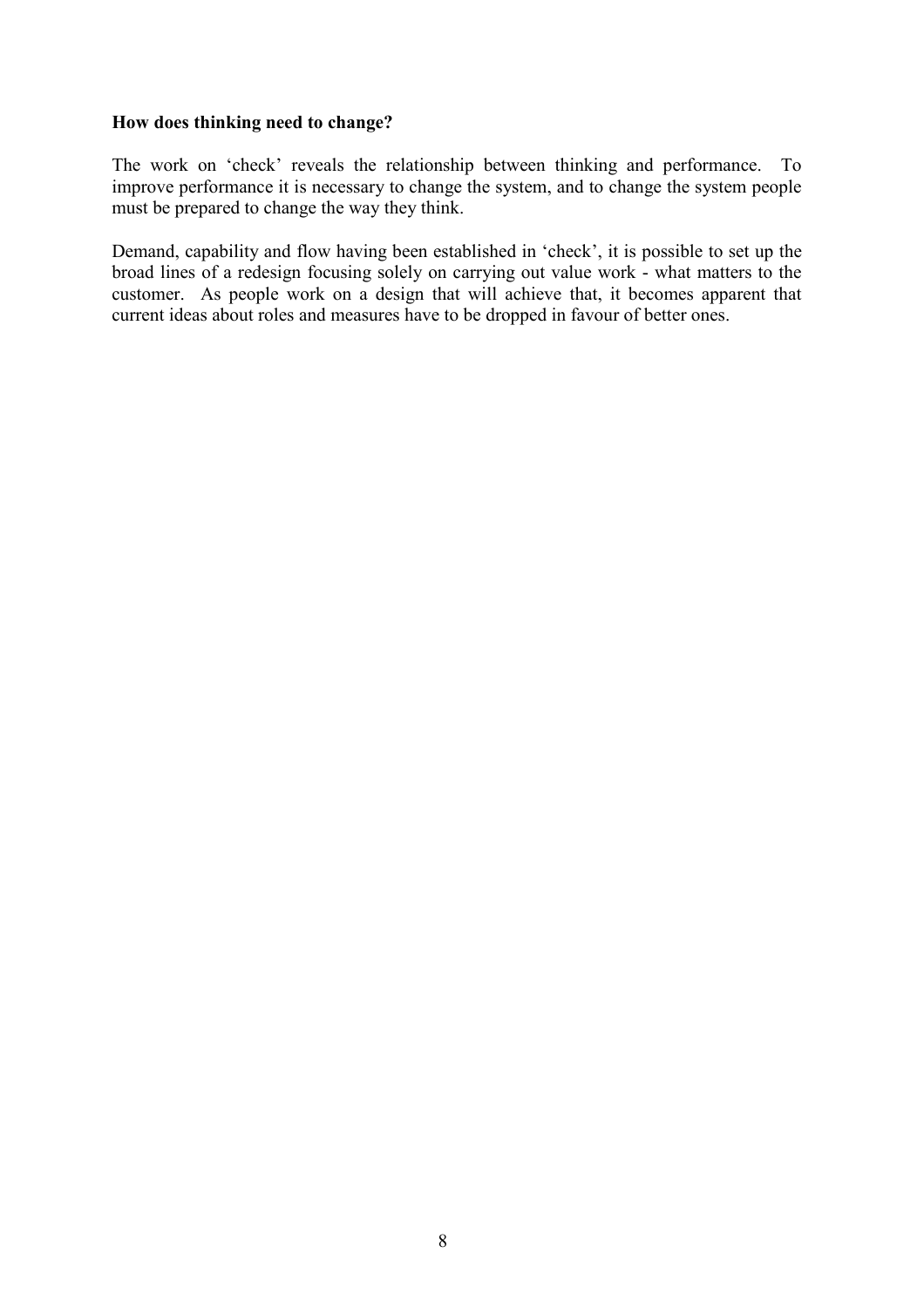**How does thinking need to change?**

The work on 'check' reveals the relationship between thinking and performance. To improve performance it is necessary to change the system, and to change the system people must be prepared to change the way they think.

Demand, capability and flow having been established in 'check', it is possible to set up the broad lines of a redesign focusing solely on carrying out value work - what matters to the customer. As people work on a design that will achieve that, it becomes apparent that current ideas about roles and measures have to be dropped in favour of better ones.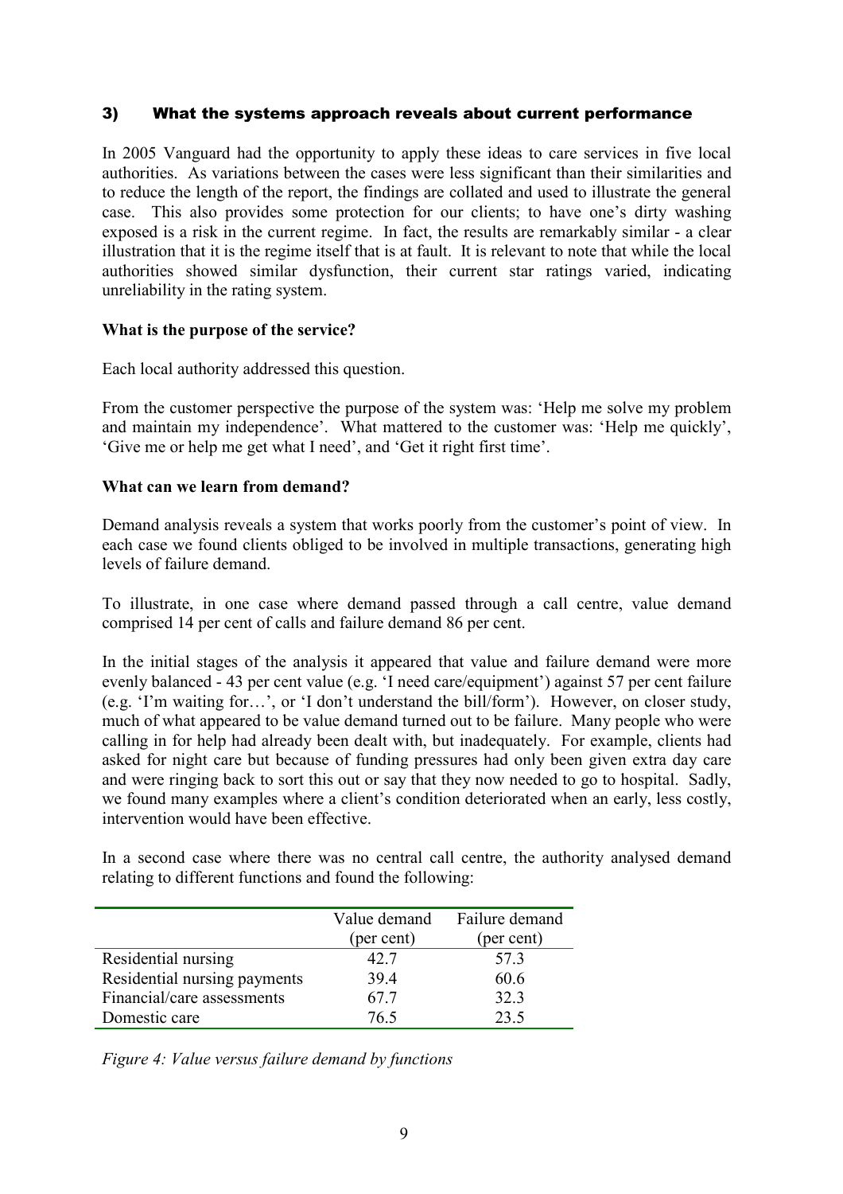## 3) What the systems approach reveals about current performance

In 2005 Vanguard had the opportunity to apply these ideas to care services in five local authorities. As variations between the cases were less significant than their similarities and to reduce the length of the report, the findings are collated and used to illustrate the general case. This also provides some protection for our clients; to have one's dirty washing exposed is a risk in the current regime. In fact, the results are remarkably similar - a clear illustration that it is the regime itself that is at fault. It is relevant to note that while the local authorities showed similar dysfunction, their current star ratings varied, indicating unreliability in the rating system.

**What is the purpose of the service?**

Each local authority addressed this question.

From the customer perspective the purpose of the system was: 'Help me solve my problem and maintain my independence'. What mattered to the customer was: 'Help me quickly', 'Give me or help me get what I need', and 'Get it right first time'.

**What can we learn from demand?**

Demand analysis reveals a system that works poorly from the customer's point of view. In each case we found clients obliged to be involved in multiple transactions, generating high levels of failure demand.

To illustrate, in one case where demand passed through a call centre, value demand comprised 14 per cent of calls and failure demand 86 per cent.

In the initial stages of the analysis it appeared that value and failure demand were more evenly balanced - 43 per cent value (e.g. 'I need care/equipment') against 57 per cent failure (e.g. 'I'm waiting for…', or 'I don't understand the bill/form'). However, on closer study, much of what appeared to be value demand turned out to be failure. Many people who were calling in for help had already been dealt with, but inadequately. For example, clients had asked for night care but because of funding pressures had only been given extra day care and were ringing back to sort this out or say that they now needed to go to hospital. Sadly, we found many examples where a client's condition deteriorated when an early, less costly, intervention would have been effective.

In a second case where there was no central call centre, the authority analysed demand relating to different functions and found the following:

| | Value demand (per cent) | Failure demand (per cent) |
|---|---|---|
| Residential nursing | 42.7 | 57.3 |
| Residential nursing payments | 39.4 | 60.6 |
| Financial/care assessments | 67.7 | 32.3 |
| Domestic care | 76.5 | 23.5 |

*Figure 4: Value versus failure demand by functions*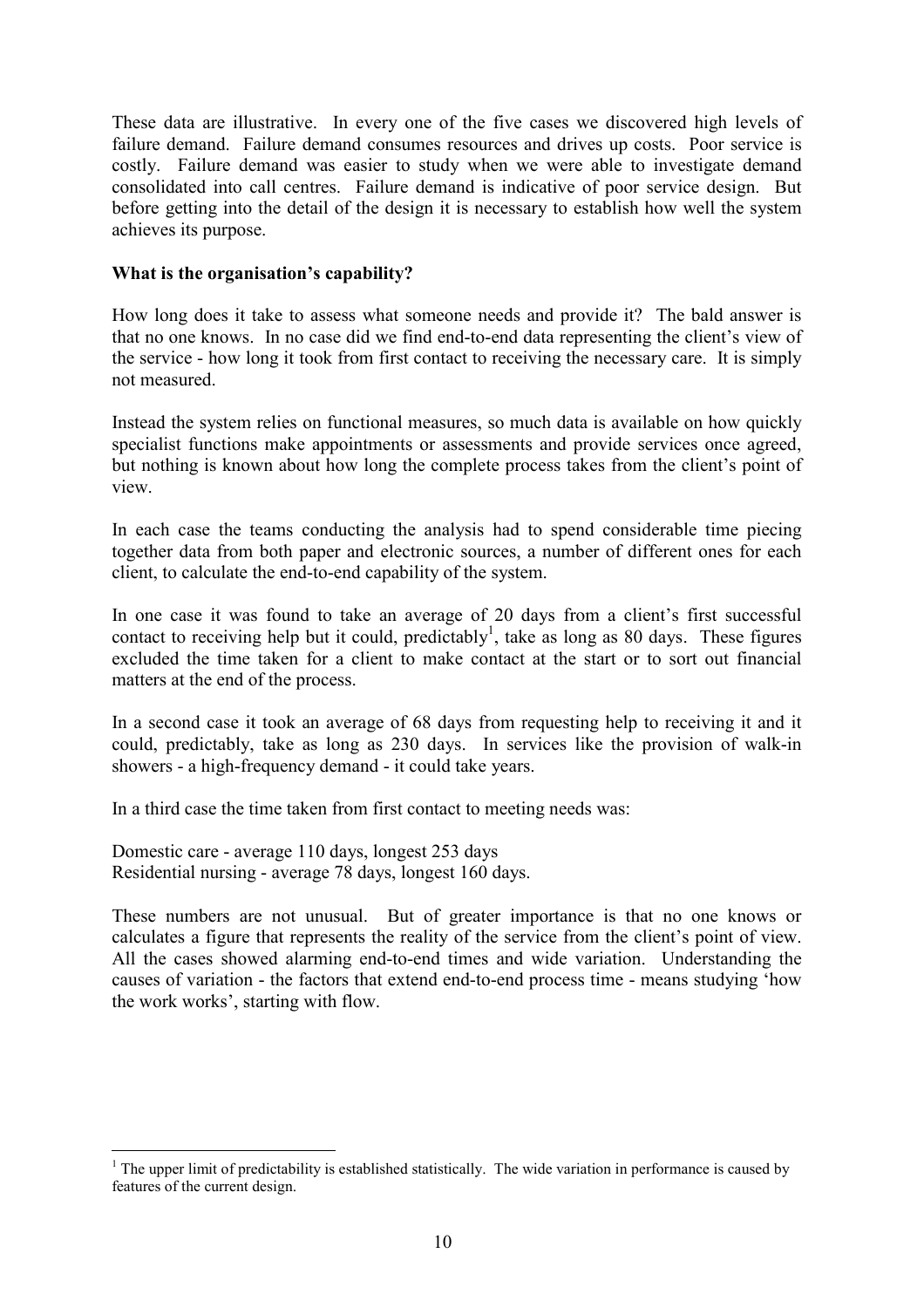These data are illustrative. In every one of the five cases we discovered high levels of failure demand. Failure demand consumes resources and drives up costs. Poor service is costly. Failure demand was easier to study when we were able to investigate demand consolidated into call centres. Failure demand is indicative of poor service design. But before getting into the detail of the design it is necessary to establish how well the system achieves its purpose.

**What is the organisation's capability?**

How long does it take to assess what someone needs and provide it? The bald answer is that no one knows. In no case did we find end-to-end data representing the client's view of the service - how long it took from first contact to receiving the necessary care. It is simply not measured.

Instead the system relies on functional measures, so much data is available on how quickly specialist functions make appointments or assessments and provide services once agreed, but nothing is known about how long the complete process takes from the client's point of view.

In each case the teams conducting the analysis had to spend considerable time piecing together data from both paper and electronic sources, a number of different ones for each client, to calculate the end-to-end capability of the system.

In one case it was found to take an average of 20 days from a client's first successful contact to receiving help but it could, predictably[1], take as long as 80 days. These figures excluded the time taken for a client to make contact at the start or to sort out financial matters at the end of the process.

In a second case it took an average of 68 days from requesting help to receiving it and it could, predictably, take as long as 230 days. In services like the provision of walk-in showers - a high-frequency demand - it could take years.

In a third case the time taken from first contact to meeting needs was:

Domestic care - average 110 days, longest 253 days
Residential nursing - average 78 days, longest 160 days.

These numbers are not unusual. But of greater importance is that no one knows or calculates a figure that represents the reality of the service from the client's point of view. All the cases showed alarming end-to-end times and wide variation. Understanding the causes of variation - the factors that extend end-to-end process time - means studying 'how the work works', starting with flow.

[1] The upper limit of predictability is established statistically. The wide variation in performance is caused by features of the current design.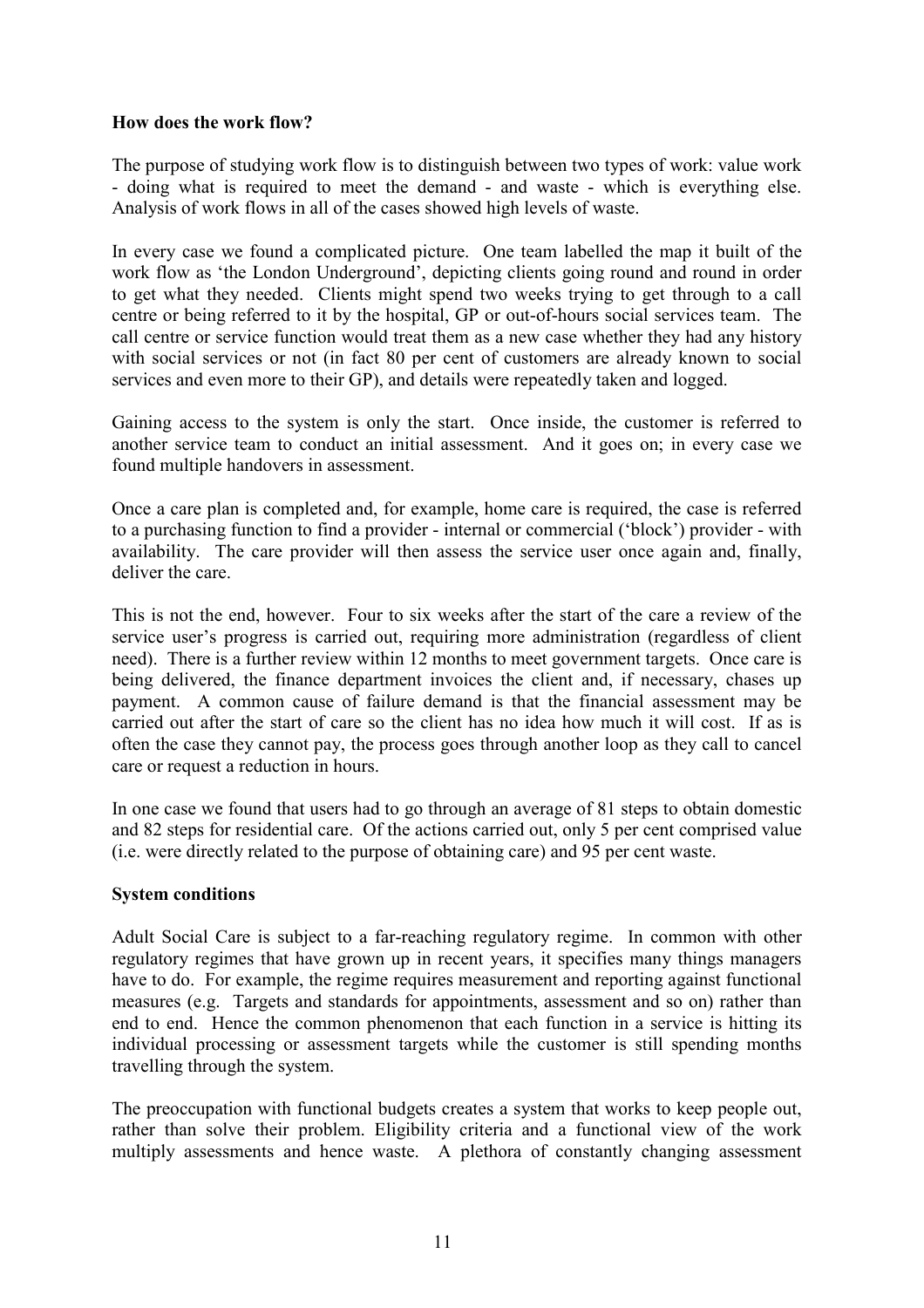**How does the work flow?**

The purpose of studying work flow is to distinguish between two types of work: value work - doing what is required to meet the demand - and waste - which is everything else. Analysis of work flows in all of the cases showed high levels of waste.

In every case we found a complicated picture. One team labelled the map it built of the work flow as 'the London Underground', depicting clients going round and round in order to get what they needed. Clients might spend two weeks trying to get through to a call centre or being referred to it by the hospital, GP or out-of-hours social services team. The call centre or service function would treat them as a new case whether they had any history with social services or not (in fact 80 per cent of customers are already known to social services and even more to their GP), and details were repeatedly taken and logged.

Gaining access to the system is only the start. Once inside, the customer is referred to another service team to conduct an initial assessment. And it goes on; in every case we found multiple handovers in assessment.

Once a care plan is completed and, for example, home care is required, the case is referred to a purchasing function to find a provider - internal or commercial ('block') provider - with availability. The care provider will then assess the service user once again and, finally, deliver the care.

This is not the end, however. Four to six weeks after the start of the care a review of the service user's progress is carried out, requiring more administration (regardless of client need). There is a further review within 12 months to meet government targets. Once care is being delivered, the finance department invoices the client and, if necessary, chases up payment. A common cause of failure demand is that the financial assessment may be carried out after the start of care so the client has no idea how much it will cost. If as is often the case they cannot pay, the process goes through another loop as they call to cancel care or request a reduction in hours.

In one case we found that users had to go through an average of 81 steps to obtain domestic and 82 steps for residential care. Of the actions carried out, only 5 per cent comprised value (i.e. were directly related to the purpose of obtaining care) and 95 per cent waste.

**System conditions**

Adult Social Care is subject to a far-reaching regulatory regime. In common with other regulatory regimes that have grown up in recent years, it specifies many things managers have to do. For example, the regime requires measurement and reporting against functional measures (e.g. Targets and standards for appointments, assessment and so on) rather than end to end. Hence the common phenomenon that each function in a service is hitting its individual processing or assessment targets while the customer is still spending months travelling through the system.

The preoccupation with functional budgets creates a system that works to keep people out, rather than solve their problem. Eligibility criteria and a functional view of the work multiply assessments and hence waste. A plethora of constantly changing assessment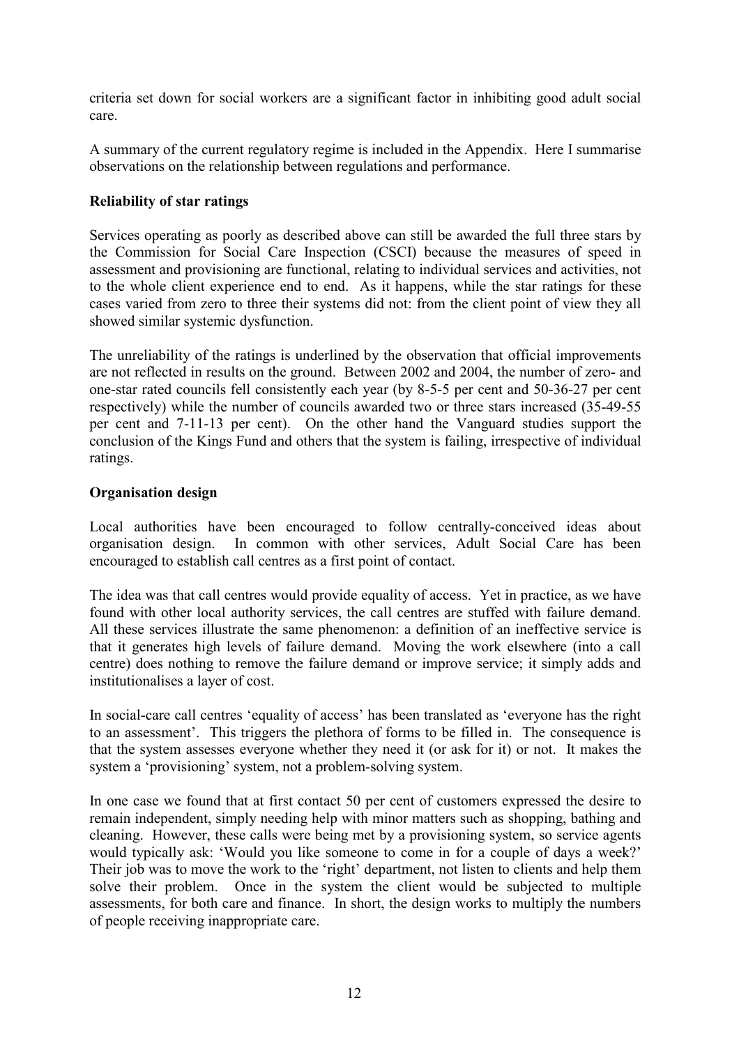criteria set down for social workers are a significant factor in inhibiting good adult social care.

A summary of the current regulatory regime is included in the Appendix. Here I summarise observations on the relationship between regulations and performance.

**Reliability of star ratings**

Services operating as poorly as described above can still be awarded the full three stars by the Commission for Social Care Inspection (CSCI) because the measures of speed in assessment and provisioning are functional, relating to individual services and activities, not to the whole client experience end to end. As it happens, while the star ratings for these cases varied from zero to three their systems did not: from the client point of view they all showed similar systemic dysfunction.

The unreliability of the ratings is underlined by the observation that official improvements are not reflected in results on the ground. Between 2002 and 2004, the number of zero- and one-star rated councils fell consistently each year (by 8-5-5 per cent and 50-36-27 per cent respectively) while the number of councils awarded two or three stars increased (35-49-55 per cent and 7-11-13 per cent). On the other hand the Vanguard studies support the conclusion of the Kings Fund and others that the system is failing, irrespective of individual ratings.

**Organisation design**

Local authorities have been encouraged to follow centrally-conceived ideas about organisation design. In common with other services, Adult Social Care has been encouraged to establish call centres as a first point of contact.

The idea was that call centres would provide equality of access. Yet in practice, as we have found with other local authority services, the call centres are stuffed with failure demand. All these services illustrate the same phenomenon: a definition of an ineffective service is that it generates high levels of failure demand. Moving the work elsewhere (into a call centre) does nothing to remove the failure demand or improve service; it simply adds and institutionalises a layer of cost.

In social-care call centres 'equality of access' has been translated as 'everyone has the right to an assessment'. This triggers the plethora of forms to be filled in. The consequence is that the system assesses everyone whether they need it (or ask for it) or not. It makes the system a 'provisioning' system, not a problem-solving system.

In one case we found that at first contact 50 per cent of customers expressed the desire to remain independent, simply needing help with minor matters such as shopping, bathing and cleaning. However, these calls were being met by a provisioning system, so service agents would typically ask: 'Would you like someone to come in for a couple of days a week?' Their job was to move the work to the 'right' department, not listen to clients and help them solve their problem. Once in the system the client would be subjected to multiple assessments, for both care and finance. In short, the design works to multiply the numbers of people receiving inappropriate care.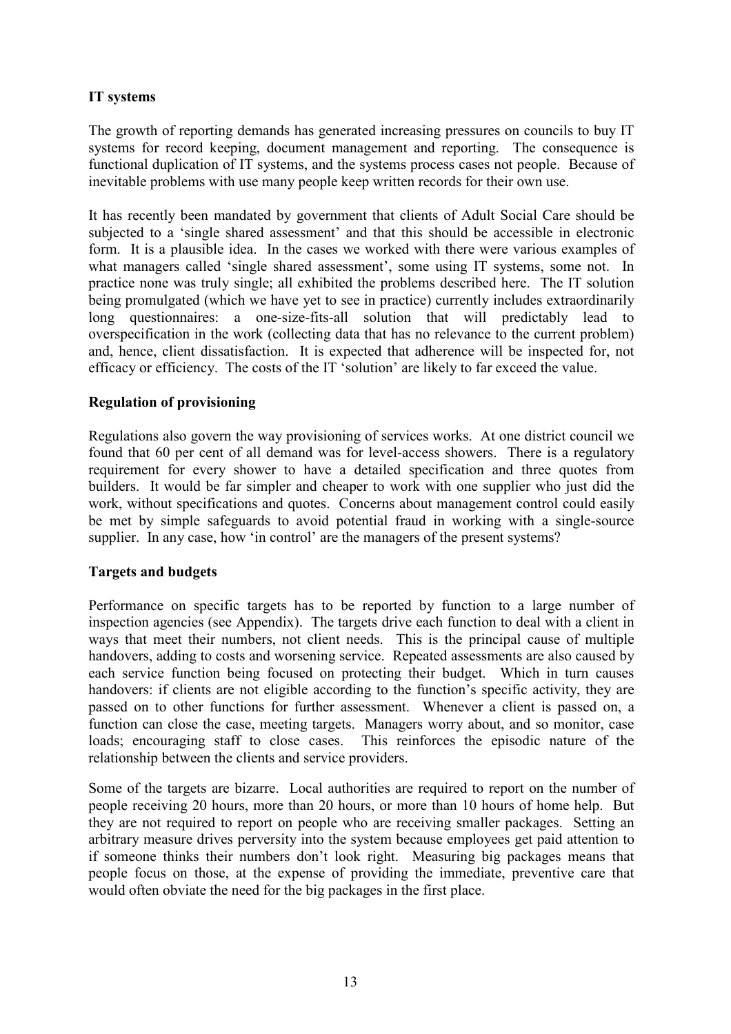**IT systems**

The growth of reporting demands has generated increasing pressures on councils to buy IT systems for record keeping, document management and reporting. The consequence is functional duplication of IT systems, and the systems process cases not people. Because of inevitable problems with use many people keep written records for their own use.

It has recently been mandated by government that clients of Adult Social Care should be subjected to a 'single shared assessment' and that this should be accessible in electronic form. It is a plausible idea. In the cases we worked with there were various examples of what managers called 'single shared assessment', some using IT systems, some not. In practice none was truly single; all exhibited the problems described here. The IT solution being promulgated (which we have yet to see in practice) currently includes extraordinarily long questionnaires: a one-size-fits-all solution that will predictably lead to overspecification in the work (collecting data that has no relevance to the current problem) and, hence, client dissatisfaction. It is expected that adherence will be inspected for, not efficacy or efficiency. The costs of the IT 'solution' are likely to far exceed the value.

**Regulation of provisioning**

Regulations also govern the way provisioning of services works. At one district council we found that 60 per cent of all demand was for level-access showers. There is a regulatory requirement for every shower to have a detailed specification and three quotes from builders. It would be far simpler and cheaper to work with one supplier who just did the work, without specifications and quotes. Concerns about management control could easily be met by simple safeguards to avoid potential fraud in working with a single-source supplier. In any case, how 'in control' are the managers of the present systems?

**Targets and budgets**

Performance on specific targets has to be reported by function to a large number of inspection agencies (see Appendix). The targets drive each function to deal with a client in ways that meet their numbers, not client needs. This is the principal cause of multiple handovers, adding to costs and worsening service. Repeated assessments are also caused by each service function being focused on protecting their budget. Which in turn causes handovers: if clients are not eligible according to the function's specific activity, they are passed on to other functions for further assessment. Whenever a client is passed on, a function can close the case, meeting targets. Managers worry about, and so monitor, case loads; encouraging staff to close cases. This reinforces the episodic nature of the relationship between the clients and service providers.

Some of the targets are bizarre. Local authorities are required to report on the number of people receiving 20 hours, more than 20 hours, or more than 10 hours of home help. But they are not required to report on people who are receiving smaller packages. Setting an arbitrary measure drives perversity into the system because employees get paid attention to if someone thinks their numbers don't look right. Measuring big packages means that people focus on those, at the expense of providing the immediate, preventive care that would often obviate the need for the big packages in the first place.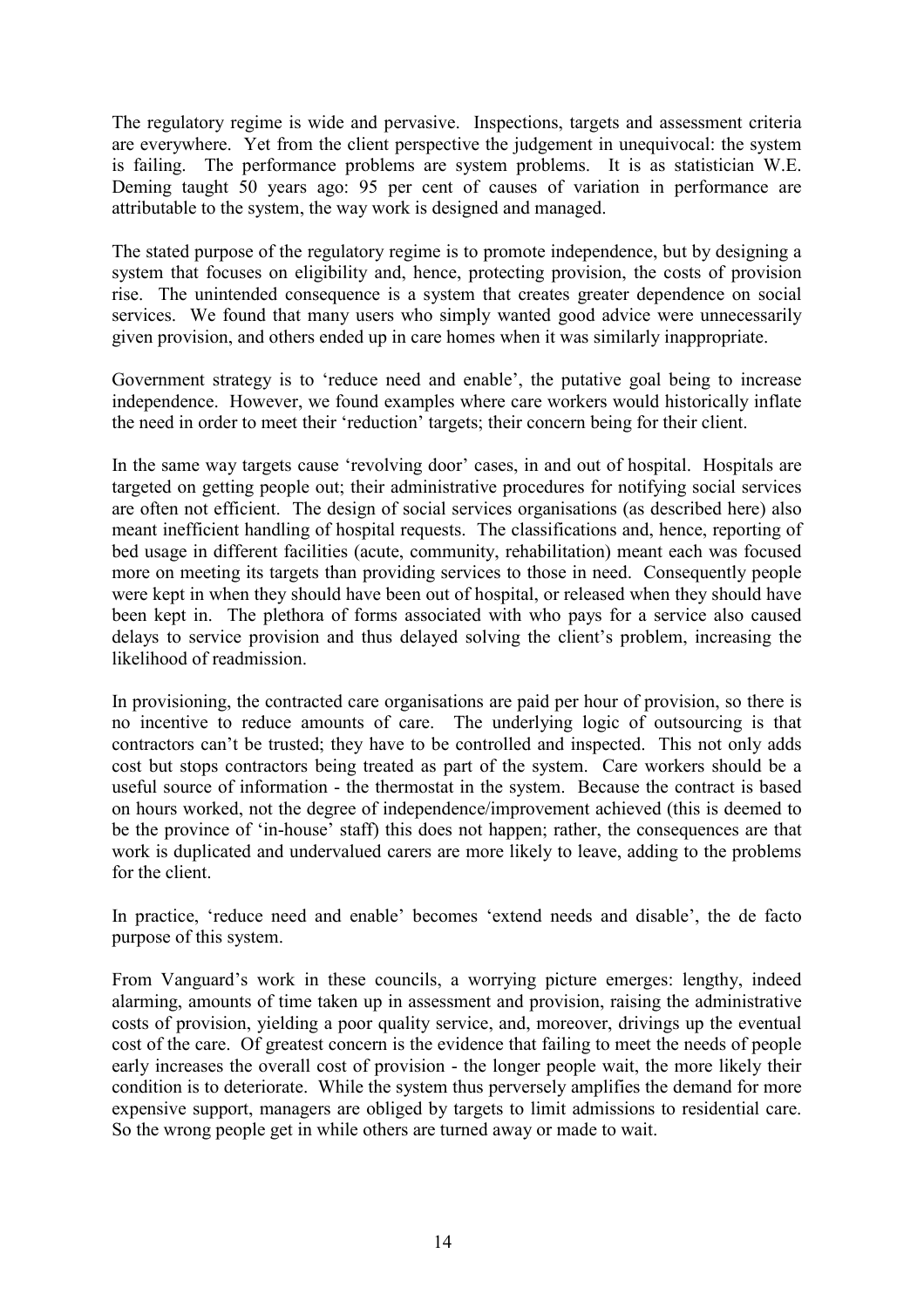The regulatory regime is wide and pervasive. Inspections, targets and assessment criteria are everywhere. Yet from the client perspective the judgement in unequivocal: the system is failing. The performance problems are system problems. It is as statistician W.E. Deming taught 50 years ago: 95 per cent of causes of variation in performance are attributable to the system, the way work is designed and managed.

The stated purpose of the regulatory regime is to promote independence, but by designing a system that focuses on eligibility and, hence, protecting provision, the costs of provision rise. The unintended consequence is a system that creates greater dependence on social services. We found that many users who simply wanted good advice were unnecessarily given provision, and others ended up in care homes when it was similarly inappropriate.

Government strategy is to 'reduce need and enable', the putative goal being to increase independence. However, we found examples where care workers would historically inflate the need in order to meet their 'reduction' targets; their concern being for their client.

In the same way targets cause 'revolving door' cases, in and out of hospital. Hospitals are targeted on getting people out; their administrative procedures for notifying social services are often not efficient. The design of social services organisations (as described here) also meant inefficient handling of hospital requests. The classifications and, hence, reporting of bed usage in different facilities (acute, community, rehabilitation) meant each was focused more on meeting its targets than providing services to those in need. Consequently people were kept in when they should have been out of hospital, or released when they should have been kept in. The plethora of forms associated with who pays for a service also caused delays to service provision and thus delayed solving the client's problem, increasing the likelihood of readmission.

In provisioning, the contracted care organisations are paid per hour of provision, so there is no incentive to reduce amounts of care. The underlying logic of outsourcing is that contractors can't be trusted; they have to be controlled and inspected. This not only adds cost but stops contractors being treated as part of the system. Care workers should be a useful source of information - the thermostat in the system. Because the contract is based on hours worked, not the degree of independence/improvement achieved (this is deemed to be the province of 'in-house' staff) this does not happen; rather, the consequences are that work is duplicated and undervalued carers are more likely to leave, adding to the problems for the client.

In practice, 'reduce need and enable' becomes 'extend needs and disable', the de facto purpose of this system.

From Vanguard's work in these councils, a worrying picture emerges: lengthy, indeed alarming, amounts of time taken up in assessment and provision, raising the administrative costs of provision, yielding a poor quality service, and, moreover, drivings up the eventual cost of the care. Of greatest concern is the evidence that failing to meet the needs of people early increases the overall cost of provision - the longer people wait, the more likely their condition is to deteriorate. While the system thus perversely amplifies the demand for more expensive support, managers are obliged by targets to limit admissions to residential care. So the wrong people get in while others are turned away or made to wait.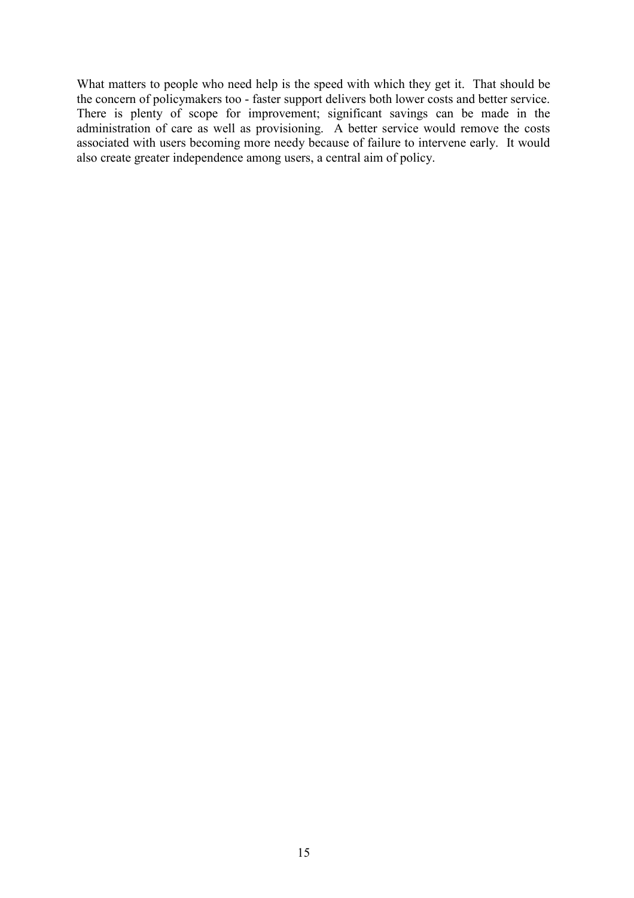What matters to people who need help is the speed with which they get it. That should be the concern of policymakers too - faster support delivers both lower costs and better service. There is plenty of scope for improvement; significant savings can be made in the administration of care as well as provisioning. A better service would remove the costs associated with users becoming more needy because of failure to intervene early. It would also create greater independence among users, a central aim of policy.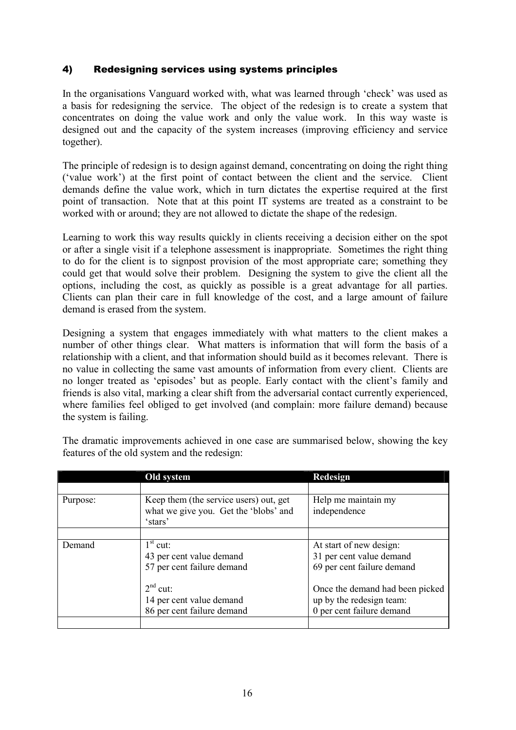## 4) Redesigning services using systems principles

In the organisations Vanguard worked with, what was learned through 'check' was used as a basis for redesigning the service. The object of the redesign is to create a system that concentrates on doing the value work and only the value work. In this way waste is designed out and the capacity of the system increases (improving efficiency and service together).

The principle of redesign is to design against demand, concentrating on doing the right thing ('value work') at the first point of contact between the client and the service. Client demands define the value work, which in turn dictates the expertise required at the first point of transaction. Note that at this point IT systems are treated as a constraint to be worked with or around; they are not allowed to dictate the shape of the redesign.

Learning to work this way results quickly in clients receiving a decision either on the spot or after a single visit if a telephone assessment is inappropriate. Sometimes the right thing to do for the client is to signpost provision of the most appropriate care; something they could get that would solve their problem. Designing the system to give the client all the options, including the cost, as quickly as possible is a great advantage for all parties. Clients can plan their care in full knowledge of the cost, and a large amount of failure demand is erased from the system.

Designing a system that engages immediately with what matters to the client makes a number of other things clear. What matters is information that will form the basis of a relationship with a client, and that information should build as it becomes relevant. There is no value in collecting the same vast amounts of information from every client. Clients are no longer treated as 'episodes' but as people. Early contact with the client's family and friends is also vital, marking a clear shift from the adversarial contact currently experienced, where families feel obliged to get involved (and complain: more failure demand) because the system is failing.

The dramatic improvements achieved in one case are summarised below, showing the key features of the old system and the redesign:

| | Old system | Redesign |
|---|---|---|
| Purpose: | Keep them (the service users) out, get what we give you. Get the 'blobs' and 'stars' | Help me maintain my independence |
| Demand | 1st cut:<br>43 per cent value demand<br>57 per cent failure demand<br><br>2nd cut:<br>14 per cent value demand<br>86 per cent failure demand | At start of new design:<br>31 per cent value demand<br>69 per cent failure demand<br><br>Once the demand had been picked up by the redesign team:<br>0 per cent failure demand |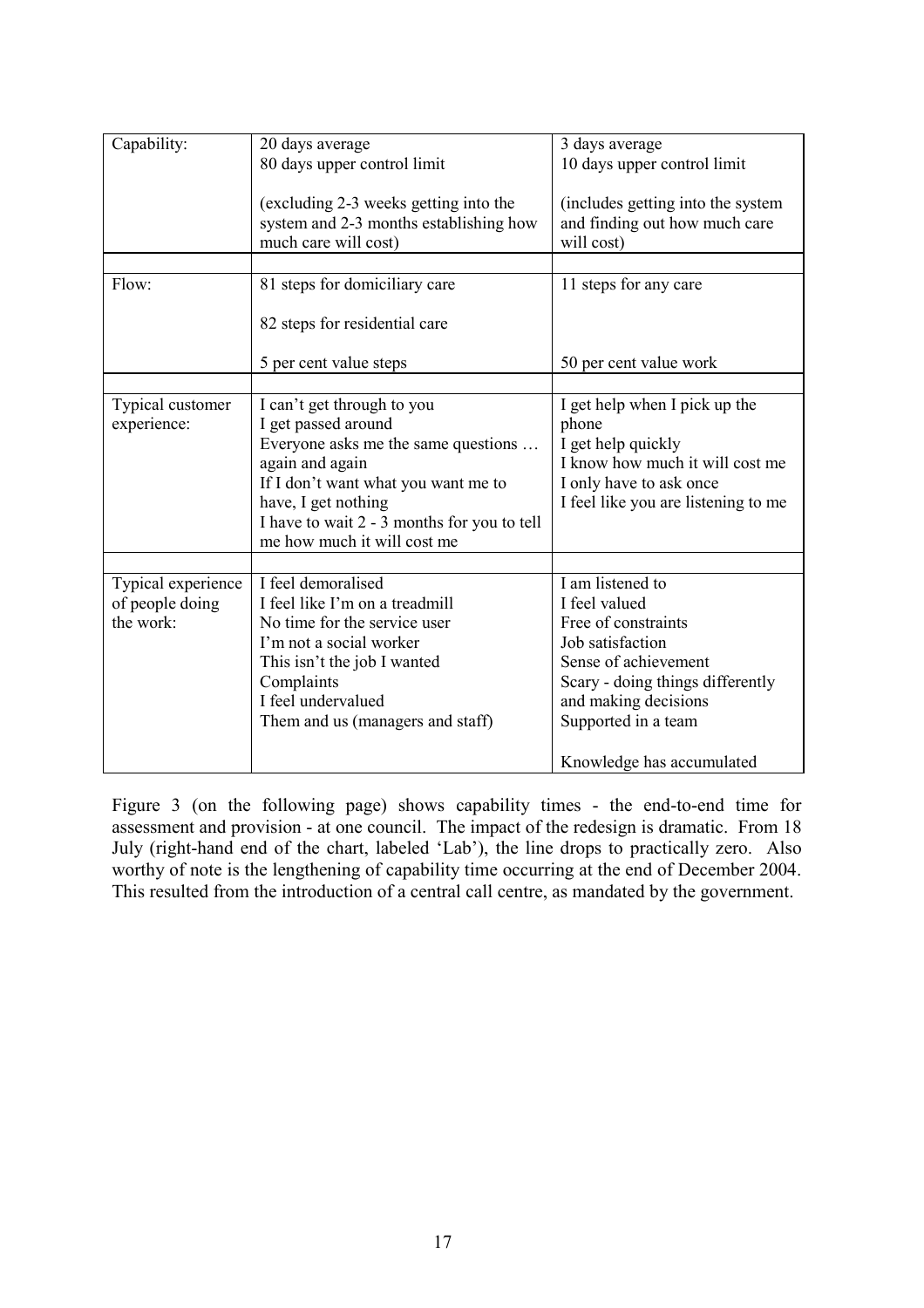| Capability: | 20 days average<br>80 days upper control limit<br><br>(excluding 2-3 weeks getting into the system and 2-3 months establishing how much care will cost) | 3 days average<br>10 days upper control limit<br><br>(includes getting into the system and finding out how much care will cost) |
|---|---|---|
| | | |
| Flow: | 81 steps for domiciliary care<br><br>82 steps for residential care<br><br>5 per cent value steps | 11 steps for any care<br><br><br><br>50 per cent value work |
| | | |
| Typical customer experience: | I can't get through to you<br>I get passed around<br>Everyone asks me the same questions … again and again<br>If I don't want what you want me to have, I get nothing<br>I have to wait 2 - 3 months for you to tell me how much it will cost me | I get help when I pick up the phone<br>I get help quickly<br>I know how much it will cost me<br>I only have to ask once<br>I feel like you are listening to me |
| | | |
| Typical experience of people doing the work: | I feel demoralised<br>I feel like I'm on a treadmill<br>No time for the service user<br>I'm not a social worker<br>This isn't the job I wanted<br>Complaints<br>I feel undervalued<br>Them and us (managers and staff) | I am listened to<br>I feel valued<br>Free of constraints<br>Job satisfaction<br>Sense of achievement<br>Scary - doing things differently and making decisions<br>Supported in a team<br><br>Knowledge has accumulated |

Figure 3 (on the following page) shows capability times - the end-to-end time for assessment and provision - at one council. The impact of the redesign is dramatic. From 18 July (right-hand end of the chart, labeled 'Lab'), the line drops to practically zero. Also worthy of note is the lengthening of capability time occurring at the end of December 2004. This resulted from the introduction of a central call centre, as mandated by the government.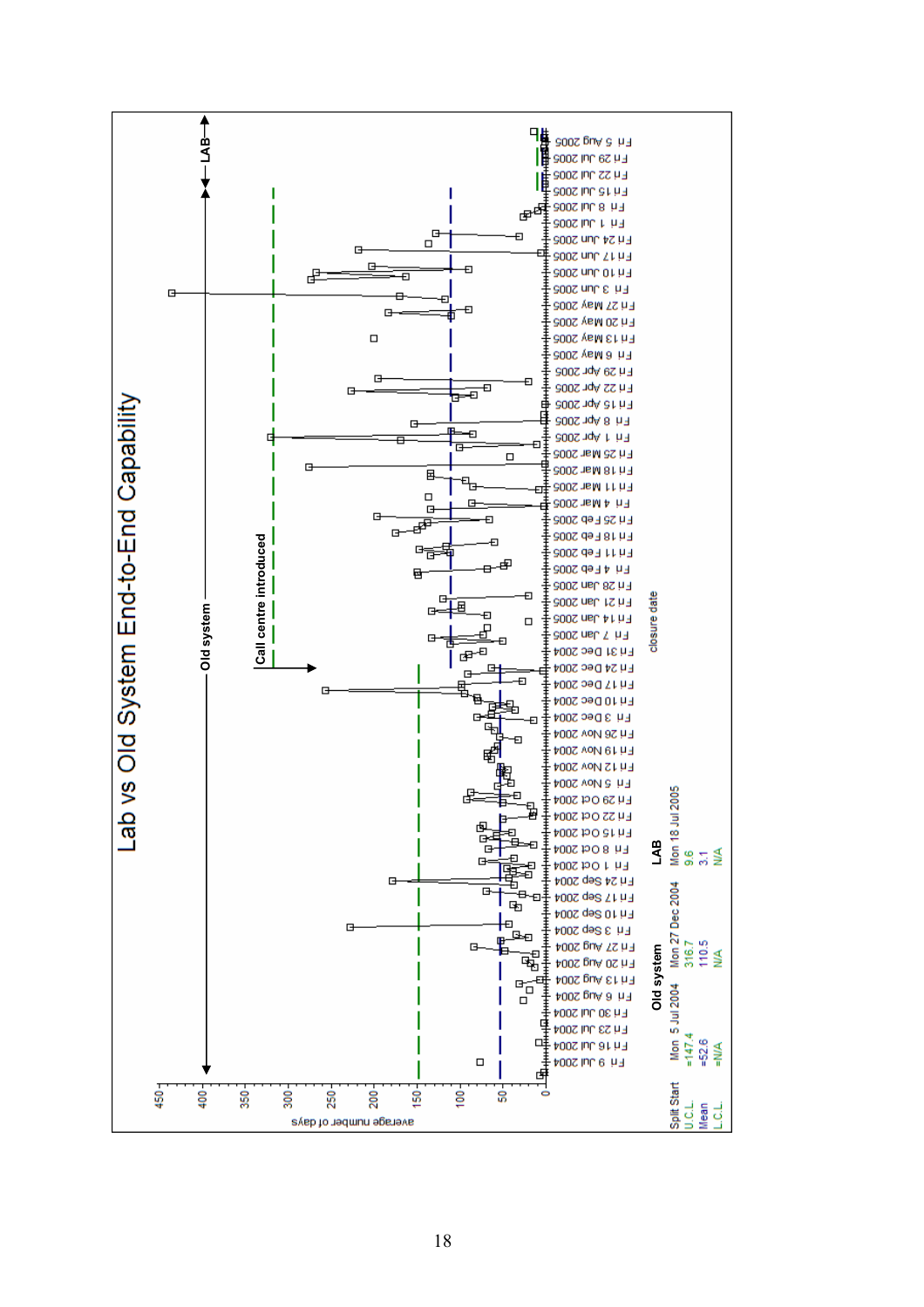# Lab vs Old System End-to-End Capability

Old system | LAB

Call centre introduced

average number of days

closure date

| Split Start | Old system Mon 5 Jul 2004 | Mon 27 Dec 2004 | LAB Mon 18 Jul 2005 |
|---|---|---|---|
| U.C.L. | =147.4 | 316.7 | 9.6 |
| Mean | =52.6 | 110.5 | 3.1 |
| L.C.L. | =N/A | N/A | N/A |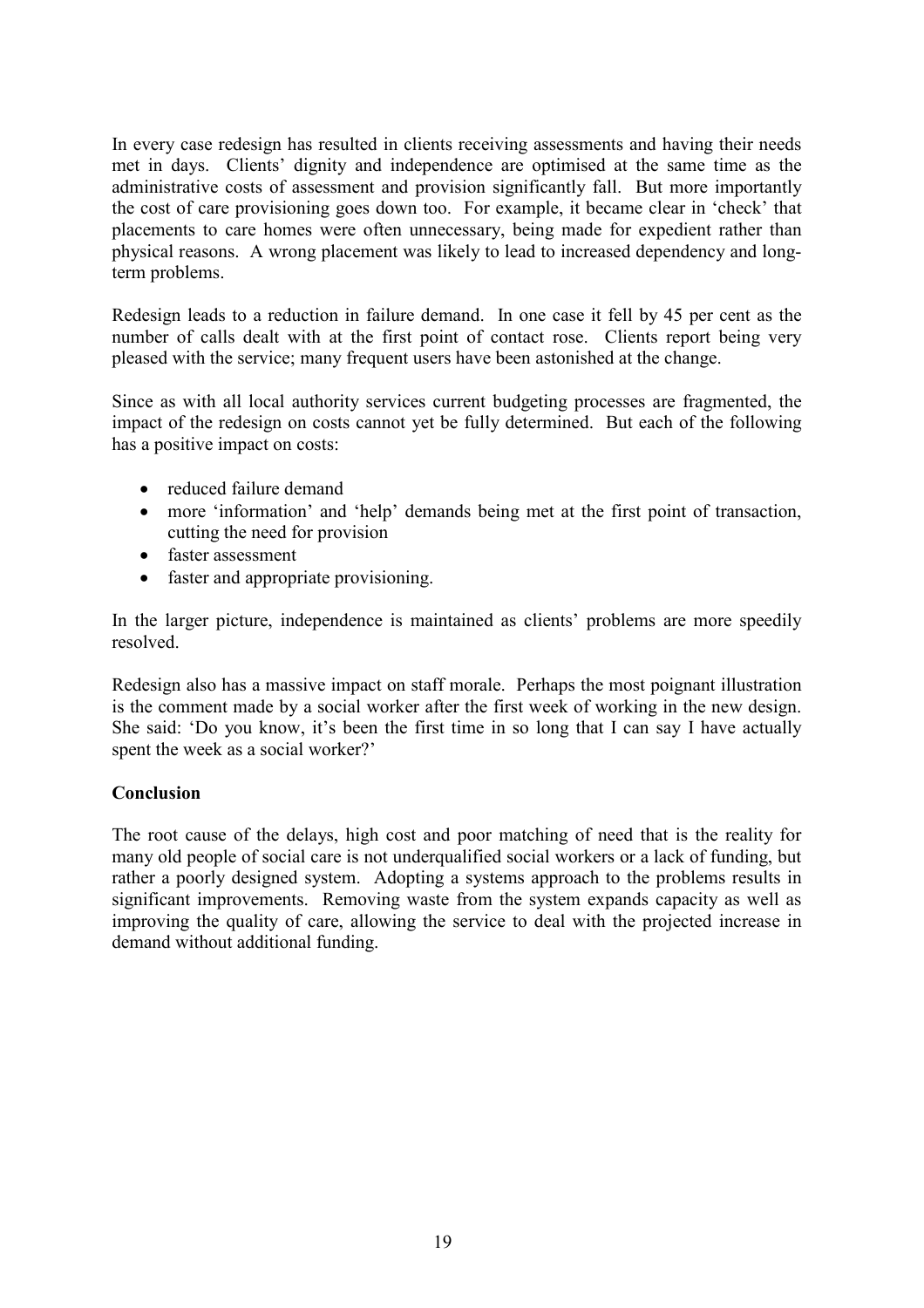In every case redesign has resulted in clients receiving assessments and having their needs met in days. Clients' dignity and independence are optimised at the same time as the administrative costs of assessment and provision significantly fall. But more importantly the cost of care provisioning goes down too. For example, it became clear in 'check' that placements to care homes were often unnecessary, being made for expedient rather than physical reasons. A wrong placement was likely to lead to increased dependency and long-term problems.

Redesign leads to a reduction in failure demand. In one case it fell by 45 per cent as the number of calls dealt with at the first point of contact rose. Clients report being very pleased with the service; many frequent users have been astonished at the change.

Since as with all local authority services current budgeting processes are fragmented, the impact of the redesign on costs cannot yet be fully determined. But each of the following has a positive impact on costs:

- reduced failure demand
- more 'information' and 'help' demands being met at the first point of transaction, cutting the need for provision
- faster assessment
- faster and appropriate provisioning.

In the larger picture, independence is maintained as clients' problems are more speedily resolved.

Redesign also has a massive impact on staff morale. Perhaps the most poignant illustration is the comment made by a social worker after the first week of working in the new design. She said: 'Do you know, it's been the first time in so long that I can say I have actually spent the week as a social worker?'

**Conclusion**

The root cause of the delays, high cost and poor matching of need that is the reality for many old people of social care is not underqualified social workers or a lack of funding, but rather a poorly designed system. Adopting a systems approach to the problems results in significant improvements. Removing waste from the system expands capacity as well as improving the quality of care, allowing the service to deal with the projected increase in demand without additional funding.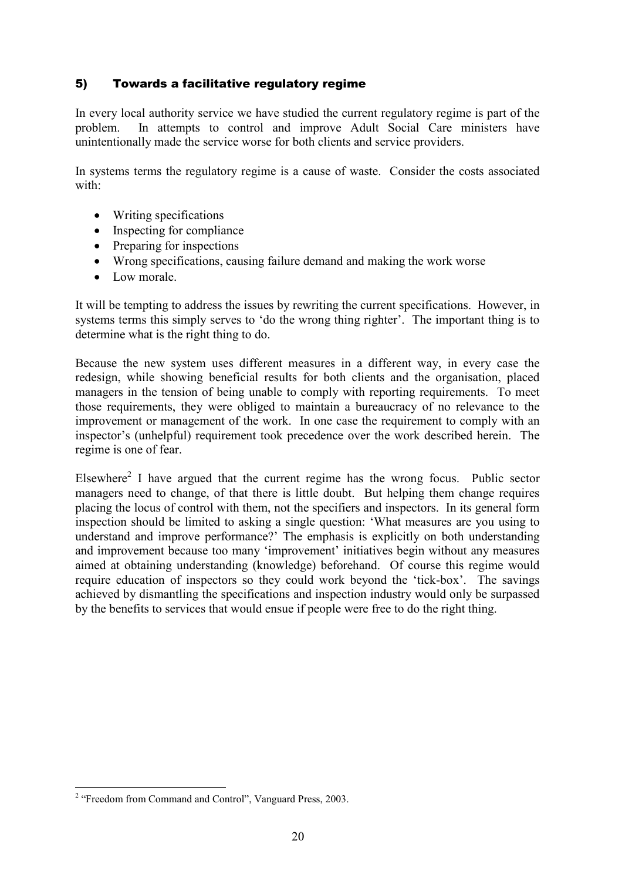## 5) Towards a facilitative regulatory regime

In every local authority service we have studied the current regulatory regime is part of the problem. In attempts to control and improve Adult Social Care ministers have unintentionally made the service worse for both clients and service providers.

In systems terms the regulatory regime is a cause of waste. Consider the costs associated with:

- Writing specifications
- Inspecting for compliance
- Preparing for inspections
- Wrong specifications, causing failure demand and making the work worse
- Low morale.

It will be tempting to address the issues by rewriting the current specifications. However, in systems terms this simply serves to 'do the wrong thing righter'. The important thing is to determine what is the right thing to do.

Because the new system uses different measures in a different way, in every case the redesign, while showing beneficial results for both clients and the organisation, placed managers in the tension of being unable to comply with reporting requirements. To meet those requirements, they were obliged to maintain a bureaucracy of no relevance to the improvement or management of the work. In one case the requirement to comply with an inspector's (unhelpful) requirement took precedence over the work described herein. The regime is one of fear.

Elsewhere[2] I have argued that the current regime has the wrong focus. Public sector managers need to change, of that there is little doubt. But helping them change requires placing the locus of control with them, not the specifiers and inspectors. In its general form inspection should be limited to asking a single question: 'What measures are you using to understand and improve performance?' The emphasis is explicitly on both understanding and improvement because too many 'improvement' initiatives begin without any measures aimed at obtaining understanding (knowledge) beforehand. Of course this regime would require education of inspectors so they could work beyond the 'tick-box'. The savings achieved by dismantling the specifications and inspection industry would only be surpassed by the benefits to services that would ensue if people were free to do the right thing.

[2] "Freedom from Command and Control", Vanguard Press, 2003.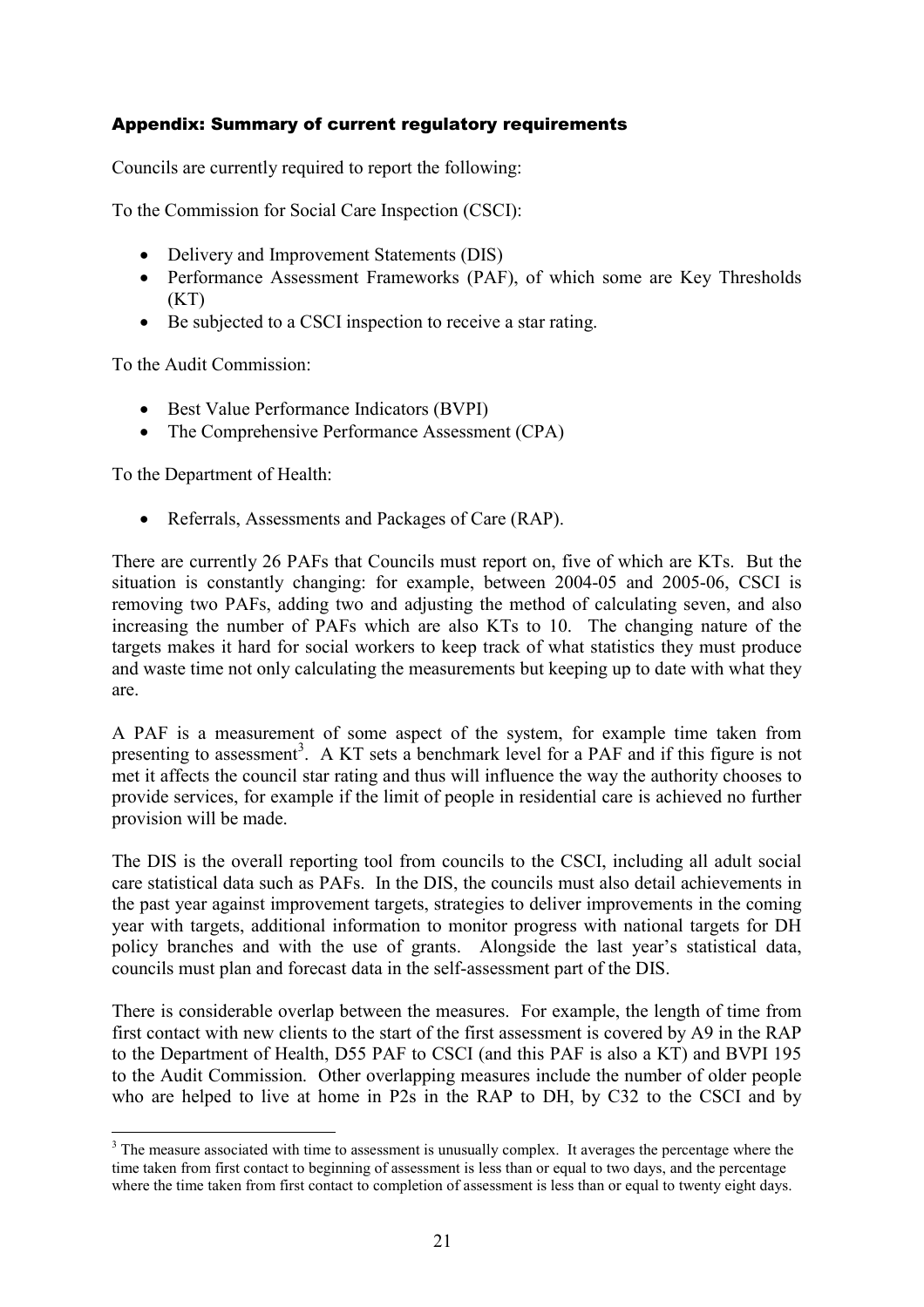## Appendix: Summary of current regulatory requirements

Councils are currently required to report the following:

To the Commission for Social Care Inspection (CSCI):

- Delivery and Improvement Statements (DIS)
- Performance Assessment Frameworks (PAF), of which some are Key Thresholds (KT)
- Be subjected to a CSCI inspection to receive a star rating.

To the Audit Commission:

- Best Value Performance Indicators (BVPI)
- The Comprehensive Performance Assessment (CPA)

To the Department of Health:

- Referrals, Assessments and Packages of Care (RAP).

There are currently 26 PAFs that Councils must report on, five of which are KTs. But the situation is constantly changing: for example, between 2004-05 and 2005-06, CSCI is removing two PAFs, adding two and adjusting the method of calculating seven, and also increasing the number of PAFs which are also KTs to 10. The changing nature of the targets makes it hard for social workers to keep track of what statistics they must produce and waste time not only calculating the measurements but keeping up to date with what they are.

A PAF is a measurement of some aspect of the system, for example time taken from presenting to assessment[3]. A KT sets a benchmark level for a PAF and if this figure is not met it affects the council star rating and thus will influence the way the authority chooses to provide services, for example if the limit of people in residential care is achieved no further provision will be made.

The DIS is the overall reporting tool from councils to the CSCI, including all adult social care statistical data such as PAFs. In the DIS, the councils must also detail achievements in the past year against improvement targets, strategies to deliver improvements in the coming year with targets, additional information to monitor progress with national targets for DH policy branches and with the use of grants. Alongside the last year's statistical data, councils must plan and forecast data in the self-assessment part of the DIS.

There is considerable overlap between the measures. For example, the length of time from first contact with new clients to the start of the first assessment is covered by A9 in the RAP to the Department of Health, D55 PAF to CSCI (and this PAF is also a KT) and BVPI 195 to the Audit Commission. Other overlapping measures include the number of older people who are helped to live at home in P2s in the RAP to DH, by C32 to the CSCI and by

[3] The measure associated with time to assessment is unusually complex. It averages the percentage where the time taken from first contact to beginning of assessment is less than or equal to two days, and the percentage where the time taken from first contact to completion of assessment is less than or equal to twenty eight days.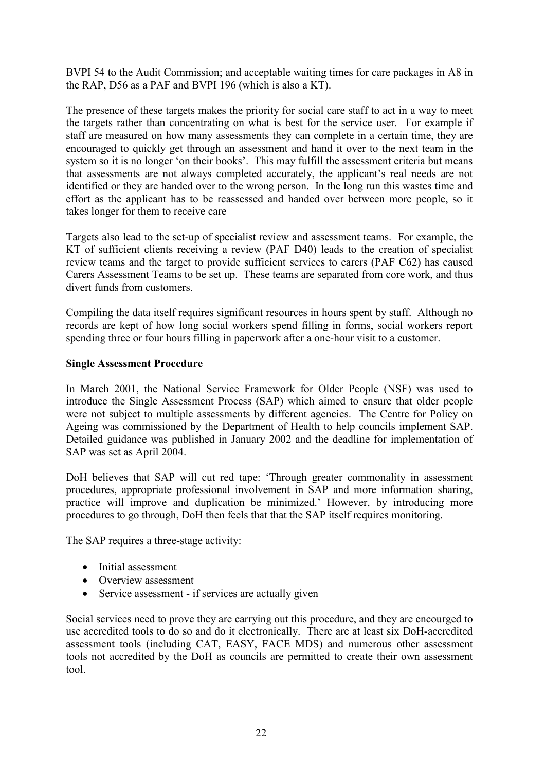BVPI 54 to the Audit Commission; and acceptable waiting times for care packages in A8 in the RAP, D56 as a PAF and BVPI 196 (which is also a KT).

The presence of these targets makes the priority for social care staff to act in a way to meet the targets rather than concentrating on what is best for the service user. For example if staff are measured on how many assessments they can complete in a certain time, they are encouraged to quickly get through an assessment and hand it over to the next team in the system so it is no longer 'on their books'. This may fulfill the assessment criteria but means that assessments are not always completed accurately, the applicant's real needs are not identified or they are handed over to the wrong person. In the long run this wastes time and effort as the applicant has to be reassessed and handed over between more people, so it takes longer for them to receive care

Targets also lead to the set-up of specialist review and assessment teams. For example, the KT of sufficient clients receiving a review (PAF D40) leads to the creation of specialist review teams and the target to provide sufficient services to carers (PAF C62) has caused Carers Assessment Teams to be set up. These teams are separated from core work, and thus divert funds from customers.

Compiling the data itself requires significant resources in hours spent by staff. Although no records are kept of how long social workers spend filling in forms, social workers report spending three or four hours filling in paperwork after a one-hour visit to a customer.

**Single Assessment Procedure**

In March 2001, the National Service Framework for Older People (NSF) was used to introduce the Single Assessment Process (SAP) which aimed to ensure that older people were not subject to multiple assessments by different agencies. The Centre for Policy on Ageing was commissioned by the Department of Health to help councils implement SAP. Detailed guidance was published in January 2002 and the deadline for implementation of SAP was set as April 2004.

DoH believes that SAP will cut red tape: 'Through greater commonality in assessment procedures, appropriate professional involvement in SAP and more information sharing, practice will improve and duplication be minimized.' However, by introducing more procedures to go through, DoH then feels that that the SAP itself requires monitoring.

The SAP requires a three-stage activity:

- Initial assessment
- Overview assessment
- Service assessment - if services are actually given

Social services need to prove they are carrying out this procedure, and they are encourged to use accredited tools to do so and do it electronically. There are at least six DoH-accredited assessment tools (including CAT, EASY, FACE MDS) and numerous other assessment tools not accredited by the DoH as councils are permitted to create their own assessment tool.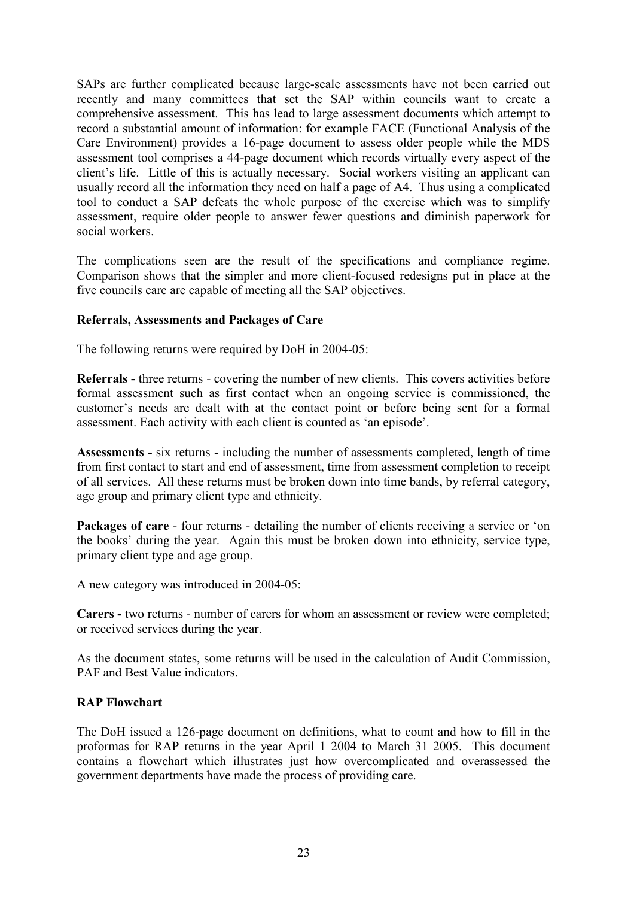SAPs are further complicated because large-scale assessments have not been carried out recently and many committees that set the SAP within councils want to create a comprehensive assessment. This has lead to large assessment documents which attempt to record a substantial amount of information: for example FACE (Functional Analysis of the Care Environment) provides a 16-page document to assess older people while the MDS assessment tool comprises a 44-page document which records virtually every aspect of the client's life. Little of this is actually necessary. Social workers visiting an applicant can usually record all the information they need on half a page of A4. Thus using a complicated tool to conduct a SAP defeats the whole purpose of the exercise which was to simplify assessment, require older people to answer fewer questions and diminish paperwork for social workers.

The complications seen are the result of the specifications and compliance regime. Comparison shows that the simpler and more client-focused redesigns put in place at the five councils care are capable of meeting all the SAP objectives.

**Referrals, Assessments and Packages of Care**

The following returns were required by DoH in 2004-05:

**Referrals -** three returns - covering the number of new clients. This covers activities before formal assessment such as first contact when an ongoing service is commissioned, the customer's needs are dealt with at the contact point or before being sent for a formal assessment. Each activity with each client is counted as 'an episode'.

**Assessments -** six returns - including the number of assessments completed, length of time from first contact to start and end of assessment, time from assessment completion to receipt of all services. All these returns must be broken down into time bands, by referral category, age group and primary client type and ethnicity.

**Packages of care** - four returns - detailing the number of clients receiving a service or 'on the books' during the year. Again this must be broken down into ethnicity, service type, primary client type and age group.

A new category was introduced in 2004-05:

**Carers -** two returns - number of carers for whom an assessment or review were completed; or received services during the year.

As the document states, some returns will be used in the calculation of Audit Commission, PAF and Best Value indicators.

**RAP Flowchart**

The DoH issued a 126-page document on definitions, what to count and how to fill in the proformas for RAP returns in the year April 1 2004 to March 31 2005. This document contains a flowchart which illustrates just how overcomplicated and overassessed the government departments have made the process of providing care.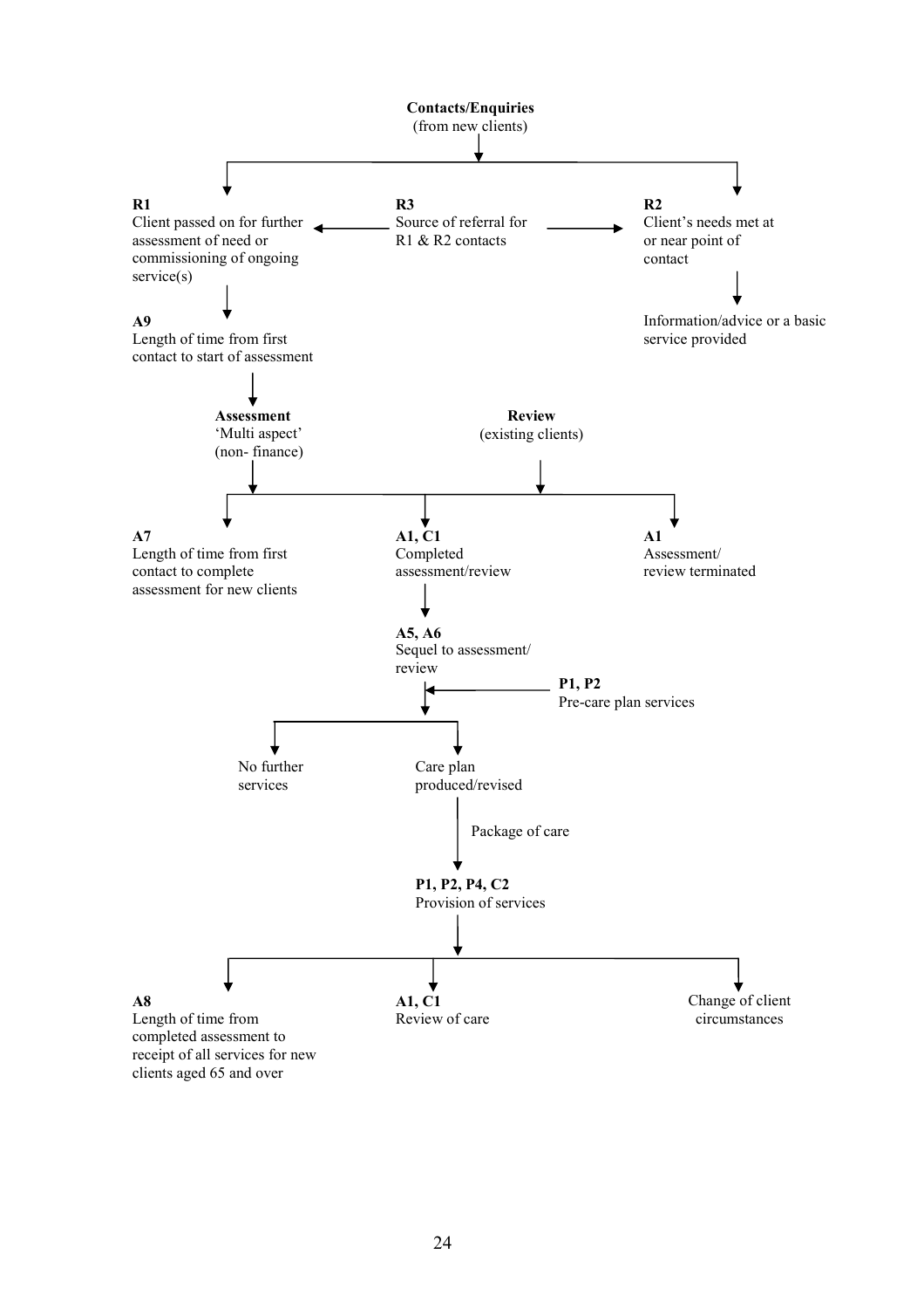**Contacts/Enquiries**
(from new clients)

**R1**
Client passed on for further assessment of need or commissioning of ongoing service(s)

**R3**
Source of referral for R1 & R2 contacts

**R2**
Client's needs met at or near point of contact

Information/advice or a basic service provided

**A9**
Length of time from first contact to start of assessment

**Assessment**
'Multi aspect'
(non- finance)

**Review**
(existing clients)

**A7**
Length of time from first contact to complete assessment for new clients

**A1, C1**
Completed assessment/review

**A1**
Assessment/ review terminated

**A5, A6**
Sequel to assessment/ review

**P1, P2**
Pre-care plan services

No further services

Care plan produced/revised

Package of care

**P1, P2, P4, C2**
Provision of services

**A8**
Length of time from completed assessment to receipt of all services for new clients aged 65 and over

**A1, C1**
Review of care

Change of client circumstances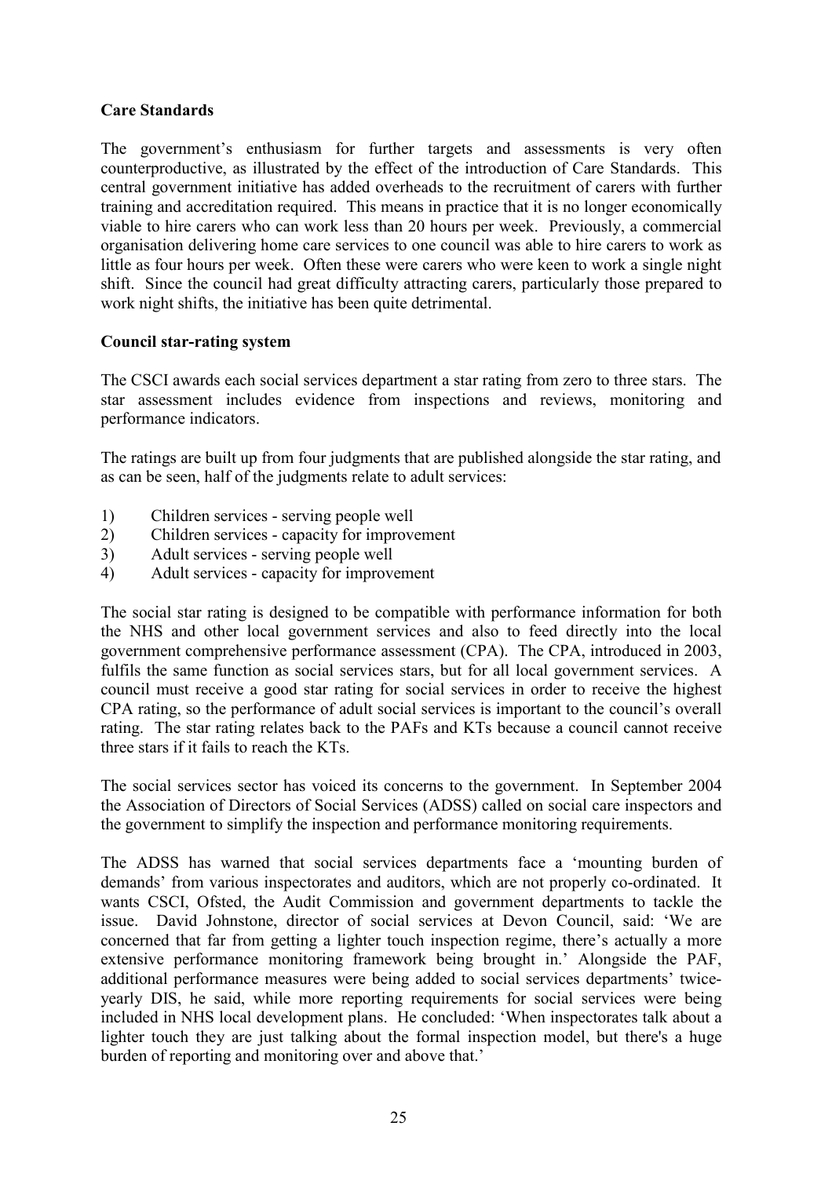**Care Standards**

The government's enthusiasm for further targets and assessments is very often counterproductive, as illustrated by the effect of the introduction of Care Standards. This central government initiative has added overheads to the recruitment of carers with further training and accreditation required. This means in practice that it is no longer economically viable to hire carers who can work less than 20 hours per week. Previously, a commercial organisation delivering home care services to one council was able to hire carers to work as little as four hours per week. Often these were carers who were keen to work a single night shift. Since the council had great difficulty attracting carers, particularly those prepared to work night shifts, the initiative has been quite detrimental.

**Council star-rating system**

The CSCI awards each social services department a star rating from zero to three stars. The star assessment includes evidence from inspections and reviews, monitoring and performance indicators.

The ratings are built up from four judgments that are published alongside the star rating, and as can be seen, half of the judgments relate to adult services:

1) Children services - serving people well
2) Children services - capacity for improvement
3) Adult services - serving people well
4) Adult services - capacity for improvement

The social star rating is designed to be compatible with performance information for both the NHS and other local government services and also to feed directly into the local government comprehensive performance assessment (CPA). The CPA, introduced in 2003, fulfils the same function as social services stars, but for all local government services. A council must receive a good star rating for social services in order to receive the highest CPA rating, so the performance of adult social services is important to the council's overall rating. The star rating relates back to the PAFs and KTs because a council cannot receive three stars if it fails to reach the KTs.

The social services sector has voiced its concerns to the government. In September 2004 the Association of Directors of Social Services (ADSS) called on social care inspectors and the government to simplify the inspection and performance monitoring requirements.

The ADSS has warned that social services departments face a 'mounting burden of demands' from various inspectorates and auditors, which are not properly co-ordinated. It wants CSCI, Ofsted, the Audit Commission and government departments to tackle the issue. David Johnstone, director of social services at Devon Council, said: 'We are concerned that far from getting a lighter touch inspection regime, there's actually a more extensive performance monitoring framework being brought in.' Alongside the PAF, additional performance measures were being added to social services departments' twice-yearly DIS, he said, while more reporting requirements for social services were being included in NHS local development plans. He concluded: 'When inspectorates talk about a lighter touch they are just talking about the formal inspection model, but there's a huge burden of reporting and monitoring over and above that.'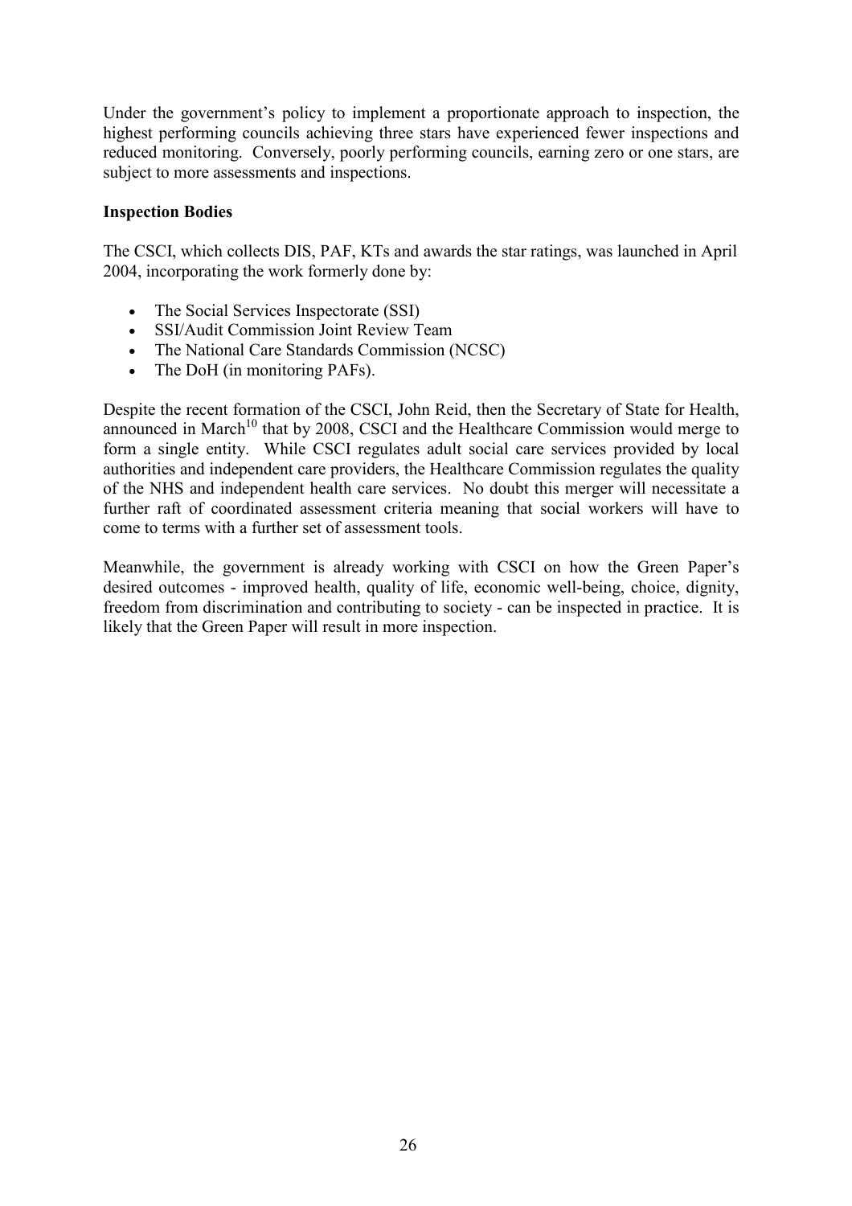Under the government's policy to implement a proportionate approach to inspection, the highest performing councils achieving three stars have experienced fewer inspections and reduced monitoring. Conversely, poorly performing councils, earning zero or one stars, are subject to more assessments and inspections.

**Inspection Bodies**

The CSCI, which collects DIS, PAF, KTs and awards the star ratings, was launched in April 2004, incorporating the work formerly done by:

- The Social Services Inspectorate (SSI)
- SSI/Audit Commission Joint Review Team
- The National Care Standards Commission (NCSC)
- The DoH (in monitoring PAFs).

Despite the recent formation of the CSCI, John Reid, then the Secretary of State for Health, announced in March[10] that by 2008, CSCI and the Healthcare Commission would merge to form a single entity. While CSCI regulates adult social care services provided by local authorities and independent care providers, the Healthcare Commission regulates the quality of the NHS and independent health care services. No doubt this merger will necessitate a further raft of coordinated assessment criteria meaning that social workers will have to come to terms with a further set of assessment tools.

Meanwhile, the government is already working with CSCI on how the Green Paper's desired outcomes - improved health, quality of life, economic well-being, choice, dignity, freedom from discrimination and contributing to society - can be inspected in practice. It is likely that the Green Paper will result in more inspection.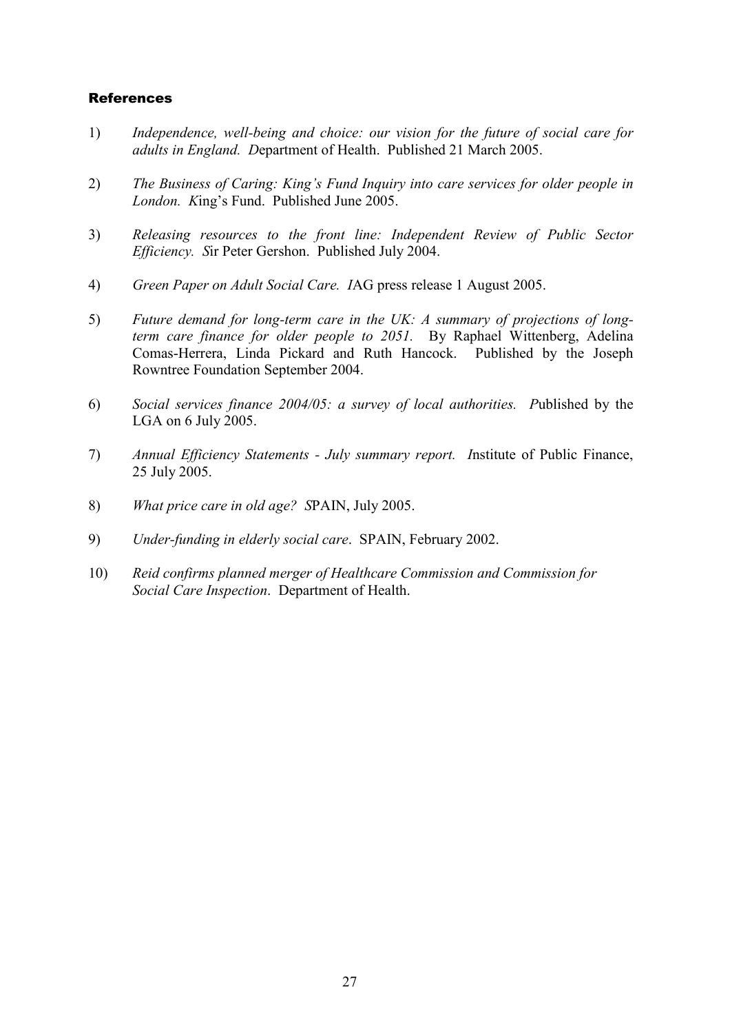### References

1) *Independence, well-being and choice: our vision for the future of social care for adults in England.* Department of Health. Published 21 March 2005.

2) *The Business of Caring: King's Fund Inquiry into care services for older people in London.* King's Fund. Published June 2005.

3) *Releasing resources to the front line: Independent Review of Public Sector Efficiency.* Sir Peter Gershon. Published July 2004.

4) *Green Paper on Adult Social Care.* IAG press release 1 August 2005.

5) *Future demand for long-term care in the UK: A summary of projections of long-term care finance for older people to 2051.* By Raphael Wittenberg, Adelina Comas-Herrera, Linda Pickard and Ruth Hancock. Published by the Joseph Rowntree Foundation September 2004.

6) *Social services finance 2004/05: a survey of local authorities.* Published by the LGA on 6 July 2005.

7) *Annual Efficiency Statements - July summary report.* Institute of Public Finance, 25 July 2005.

8) *What price care in old age?* SPAIN, July 2005.

9) *Under-funding in elderly social care*. SPAIN, February 2002.

10) *Reid confirms planned merger of Healthcare Commission and Commission for Social Care Inspection*. Department of Health.